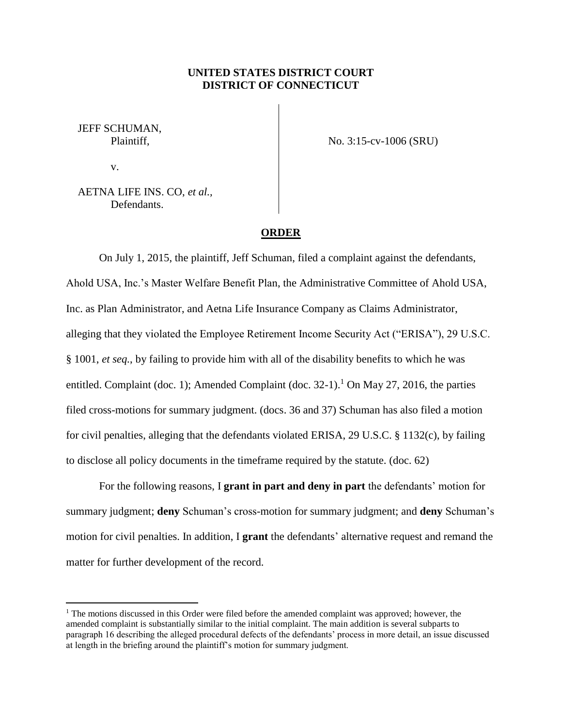**UNITED STATES DISTRICT COURT**
**DISTRICT OF CONNECTICUT**

JEFF SCHUMAN,
Plaintiff,

v.

AETNA LIFE INS. CO, *et al.*,
Defendants.

No. 3:15-cv-1006 (SRU)

**ORDER**

On July 1, 2015, the plaintiff, Jeff Schuman, filed a complaint against the defendants, Ahold USA, Inc.'s Master Welfare Benefit Plan, the Administrative Committee of Ahold USA, Inc. as Plan Administrator, and Aetna Life Insurance Company as Claims Administrator, alleging that they violated the Employee Retirement Income Security Act ("ERISA"), 29 U.S.C. § 1001, *et seq.*, by failing to provide him with all of the disability benefits to which he was entitled. Complaint (doc. 1); Amended Complaint (doc. 32-1).[1] On May 27, 2016, the parties filed cross-motions for summary judgment. (docs. 36 and 37) Schuman has also filed a motion for civil penalties, alleging that the defendants violated ERISA, 29 U.S.C. § 1132(c), by failing to disclose all policy documents in the timeframe required by the statute. (doc. 62)

For the following reasons, I **grant in part and deny in part** the defendants' motion for summary judgment; **deny** Schuman's cross-motion for summary judgment; and **deny** Schuman's motion for civil penalties. In addition, I **grant** the defendants' alternative request and remand the matter for further development of the record.

[1] The motions discussed in this Order were filed before the amended complaint was approved; however, the amended complaint is substantially similar to the initial complaint. The main addition is several subparts to paragraph 16 describing the alleged procedural defects of the defendants' process in more detail, an issue discussed at length in the briefing around the plaintiff's motion for summary judgment.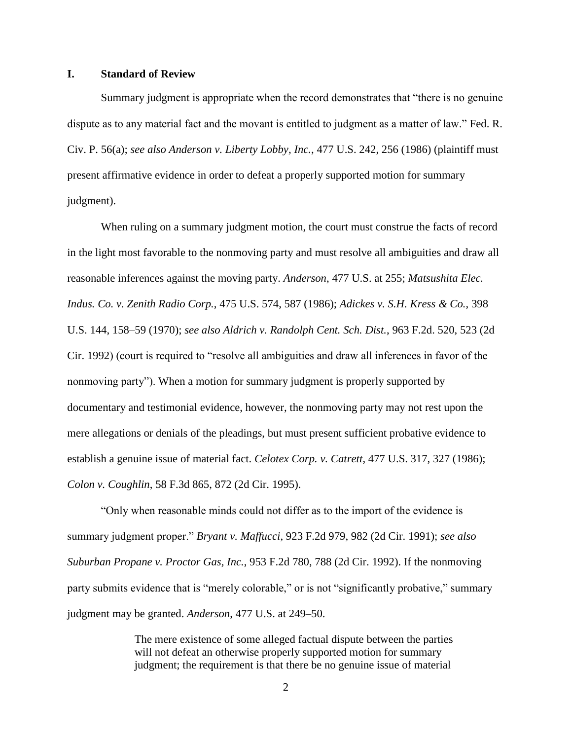## I. Standard of Review

Summary judgment is appropriate when the record demonstrates that "there is no genuine dispute as to any material fact and the movant is entitled to judgment as a matter of law." Fed. R. Civ. P. 56(a); *see also Anderson v. Liberty Lobby, Inc.*, 477 U.S. 242, 256 (1986) (plaintiff must present affirmative evidence in order to defeat a properly supported motion for summary judgment).

When ruling on a summary judgment motion, the court must construe the facts of record in the light most favorable to the nonmoving party and must resolve all ambiguities and draw all reasonable inferences against the moving party. *Anderson*, 477 U.S. at 255; *Matsushita Elec. Indus. Co. v. Zenith Radio Corp.*, 475 U.S. 574, 587 (1986); *Adickes v. S.H. Kress & Co.*, 398 U.S. 144, 158–59 (1970); *see also Aldrich v. Randolph Cent. Sch. Dist.*, 963 F.2d. 520, 523 (2d Cir. 1992) (court is required to "resolve all ambiguities and draw all inferences in favor of the nonmoving party"). When a motion for summary judgment is properly supported by documentary and testimonial evidence, however, the nonmoving party may not rest upon the mere allegations or denials of the pleadings, but must present sufficient probative evidence to establish a genuine issue of material fact. *Celotex Corp. v. Catrett*, 477 U.S. 317, 327 (1986); *Colon v. Coughlin*, 58 F.3d 865, 872 (2d Cir. 1995).

"Only when reasonable minds could not differ as to the import of the evidence is summary judgment proper." *Bryant v. Maffucci*, 923 F.2d 979, 982 (2d Cir. 1991); *see also Suburban Propane v. Proctor Gas, Inc.*, 953 F.2d 780, 788 (2d Cir. 1992). If the nonmoving party submits evidence that is "merely colorable," or is not "significantly probative," summary judgment may be granted. *Anderson*, 477 U.S. at 249–50.

> The mere existence of some alleged factual dispute between the parties will not defeat an otherwise properly supported motion for summary judgment; the requirement is that there be no genuine issue of material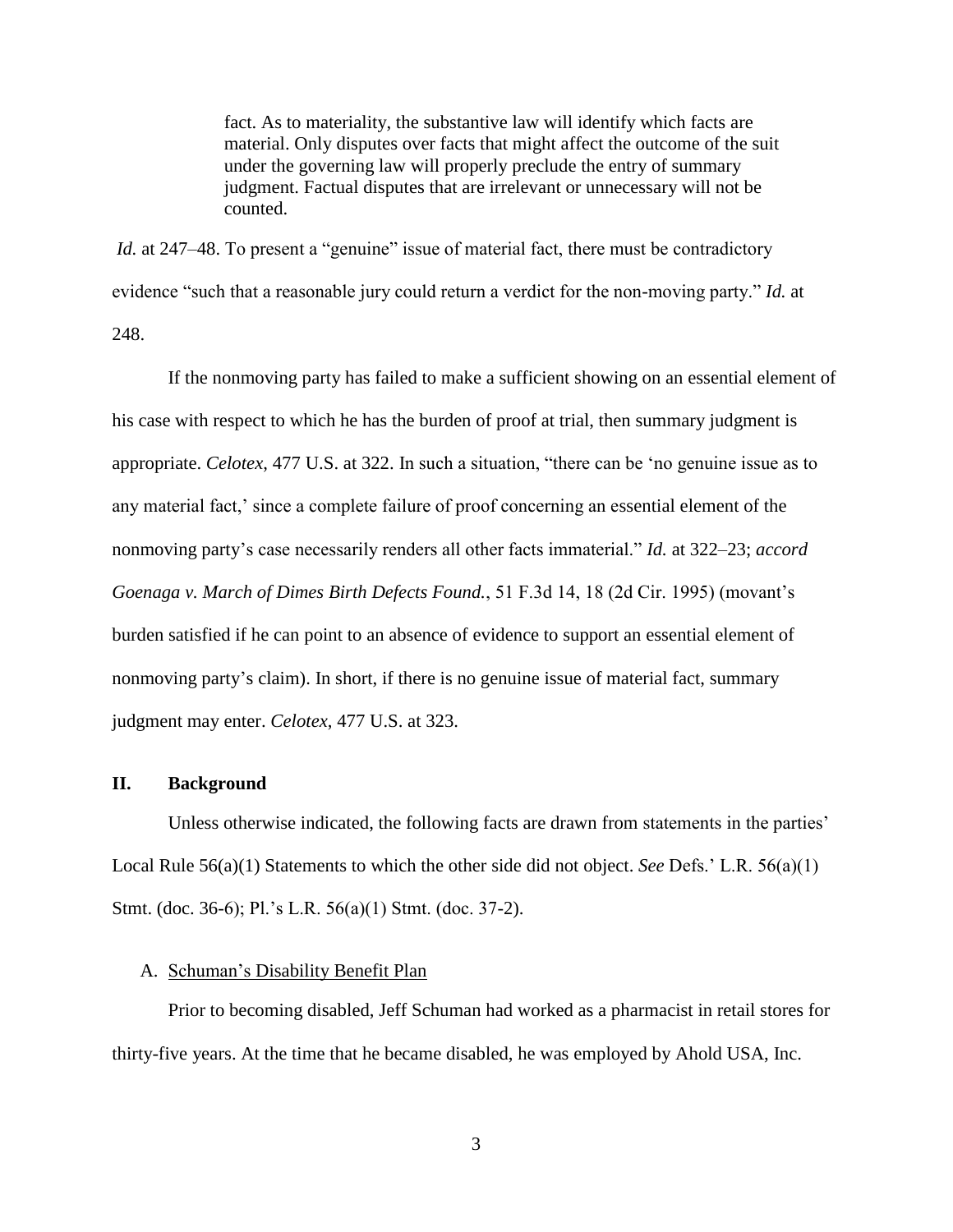> fact. As to materiality, the substantive law will identify which facts are material. Only disputes over facts that might affect the outcome of the suit under the governing law will properly preclude the entry of summary judgment. Factual disputes that are irrelevant or unnecessary will not be counted.

*Id.* at 247–48. To present a "genuine" issue of material fact, there must be contradictory evidence "such that a reasonable jury could return a verdict for the non-moving party." *Id.* at 248.

If the nonmoving party has failed to make a sufficient showing on an essential element of his case with respect to which he has the burden of proof at trial, then summary judgment is appropriate. *Celotex*, 477 U.S. at 322. In such a situation, "there can be 'no genuine issue as to any material fact,' since a complete failure of proof concerning an essential element of the nonmoving party's case necessarily renders all other facts immaterial." *Id.* at 322–23; *accord Goenaga v. March of Dimes Birth Defects Found.*, 51 F.3d 14, 18 (2d Cir. 1995) (movant's burden satisfied if he can point to an absence of evidence to support an essential element of nonmoving party's claim). In short, if there is no genuine issue of material fact, summary judgment may enter. *Celotex*, 477 U.S. at 323.

## II. Background

Unless otherwise indicated, the following facts are drawn from statements in the parties' Local Rule 56(a)(1) Statements to which the other side did not object. *See* Defs.' L.R. 56(a)(1) Stmt. (doc. 36-6); Pl.'s L.R. 56(a)(1) Stmt. (doc. 37-2).

### A. Schuman's Disability Benefit Plan

Prior to becoming disabled, Jeff Schuman had worked as a pharmacist in retail stores for thirty-five years. At the time that he became disabled, he was employed by Ahold USA, Inc.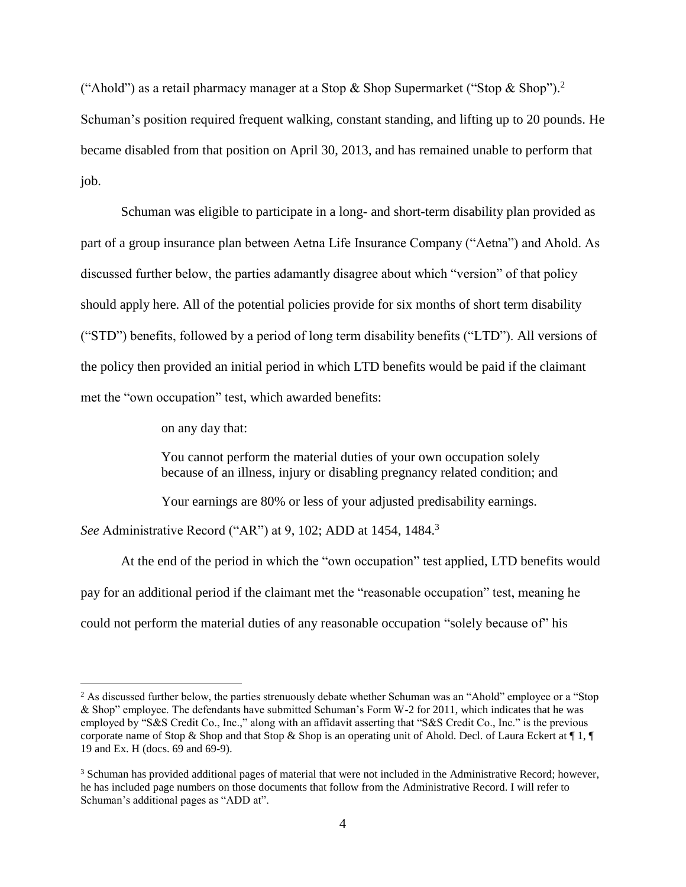("Ahold") as a retail pharmacy manager at a Stop & Shop Supermarket ("Stop & Shop").[2] Schuman's position required frequent walking, constant standing, and lifting up to 20 pounds. He became disabled from that position on April 30, 2013, and has remained unable to perform that job.

Schuman was eligible to participate in a long- and short-term disability plan provided as part of a group insurance plan between Aetna Life Insurance Company ("Aetna") and Ahold. As discussed further below, the parties adamantly disagree about which "version" of that policy should apply here. All of the potential policies provide for six months of short term disability ("STD") benefits, followed by a period of long term disability benefits ("LTD"). All versions of the policy then provided an initial period in which LTD benefits would be paid if the claimant met the "own occupation" test, which awarded benefits:

> on any day that:
>
> You cannot perform the material duties of your own occupation solely because of an illness, injury or disabling pregnancy related condition; and
>
> Your earnings are 80% or less of your adjusted predisability earnings.

*See* Administrative Record ("AR") at 9, 102; ADD at 1454, 1484.[3]

At the end of the period in which the "own occupation" test applied, LTD benefits would pay for an additional period if the claimant met the "reasonable occupation" test, meaning he could not perform the material duties of any reasonable occupation "solely because of" his

---

[2] As discussed further below, the parties strenuously debate whether Schuman was an "Ahold" employee or a "Stop & Shop" employee. The defendants have submitted Schuman's Form W-2 for 2011, which indicates that he was employed by "S&S Credit Co., Inc.," along with an affidavit asserting that "S&S Credit Co., Inc." is the previous corporate name of Stop & Shop and that Stop & Shop is an operating unit of Ahold. Decl. of Laura Eckert at ¶ 1, ¶ 19 and Ex. H (docs. 69 and 69-9).

[3] Schuman has provided additional pages of material that were not included in the Administrative Record; however, he has included page numbers on those documents that follow from the Administrative Record. I will refer to Schuman's additional pages as "ADD at".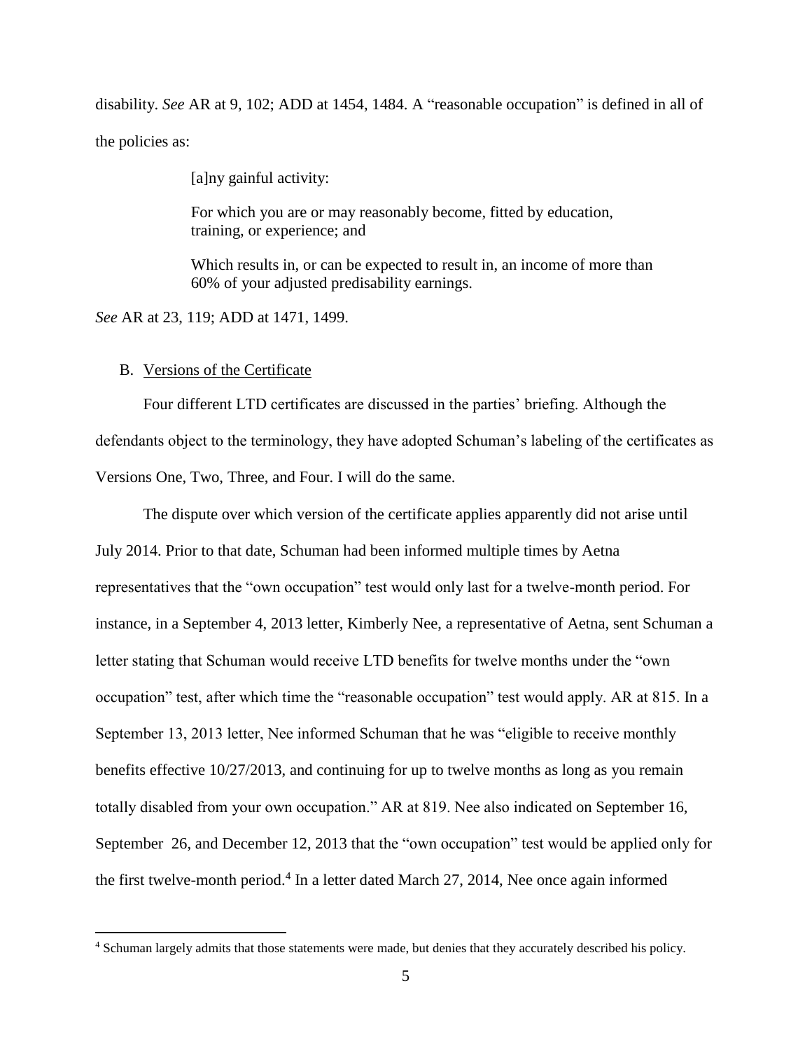disability. *See* AR at 9, 102; ADD at 1454, 1484. A "reasonable occupation" is defined in all of the policies as:

> [a]ny gainful activity:
>
> For which you are or may reasonably become, fitted by education, training, or experience; and
>
> Which results in, or can be expected to result in, an income of more than 60% of your adjusted predisability earnings.

*See* AR at 23, 119; ADD at 1471, 1499.

B. Versions of the Certificate

Four different LTD certificates are discussed in the parties' briefing. Although the defendants object to the terminology, they have adopted Schuman's labeling of the certificates as Versions One, Two, Three, and Four. I will do the same.

The dispute over which version of the certificate applies apparently did not arise until July 2014. Prior to that date, Schuman had been informed multiple times by Aetna representatives that the "own occupation" test would only last for a twelve-month period. For instance, in a September 4, 2013 letter, Kimberly Nee, a representative of Aetna, sent Schuman a letter stating that Schuman would receive LTD benefits for twelve months under the "own occupation" test, after which time the "reasonable occupation" test would apply. AR at 815. In a September 13, 2013 letter, Nee informed Schuman that he was "eligible to receive monthly benefits effective 10/27/2013, and continuing for up to twelve months as long as you remain totally disabled from your own occupation." AR at 819. Nee also indicated on September 16, September 26, and December 12, 2013 that the "own occupation" test would be applied only for the first twelve-month period.[4] In a letter dated March 27, 2014, Nee once again informed

[4] Schuman largely admits that those statements were made, but denies that they accurately described his policy.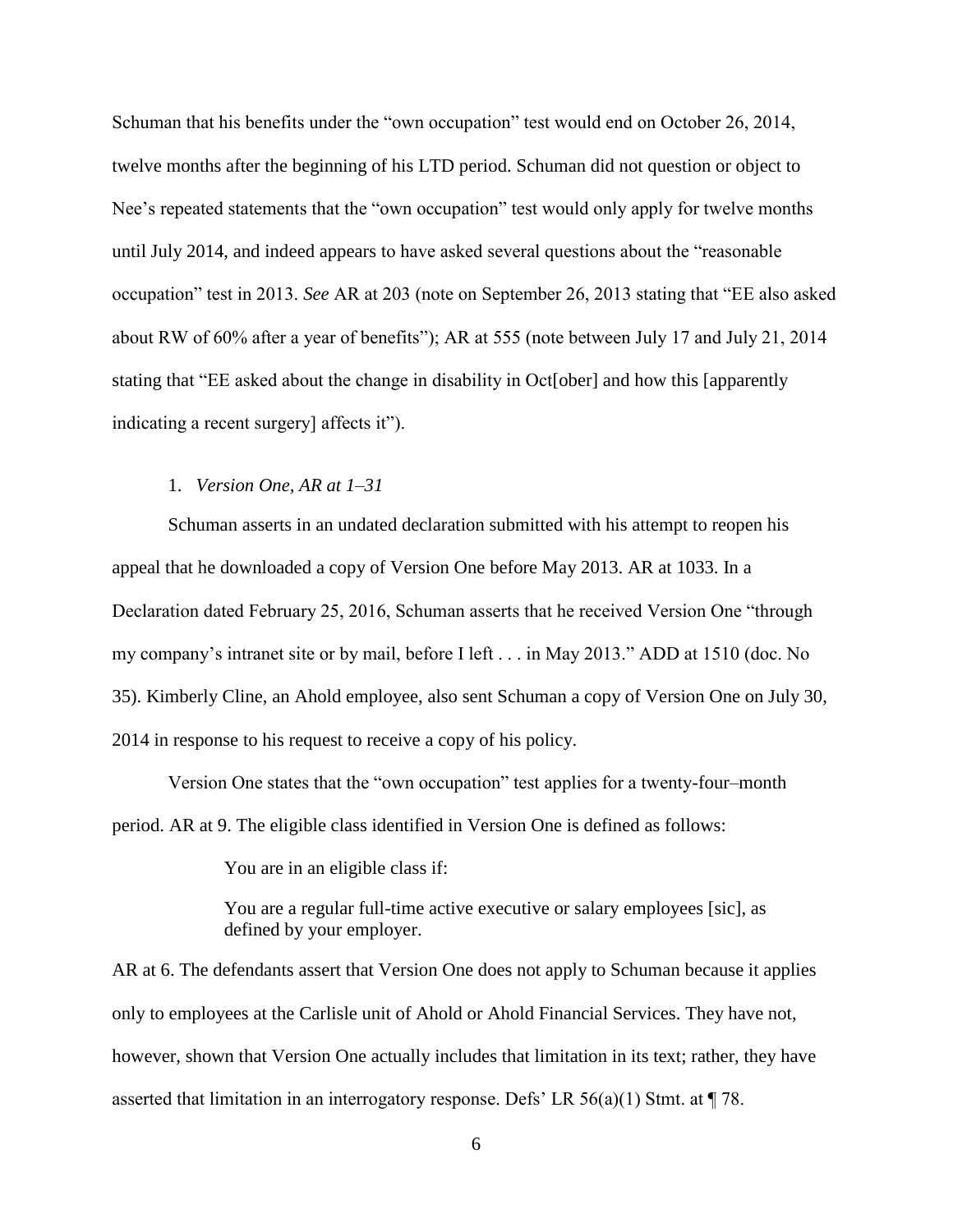Schuman that his benefits under the "own occupation" test would end on October 26, 2014, twelve months after the beginning of his LTD period. Schuman did not question or object to Nee's repeated statements that the "own occupation" test would only apply for twelve months until July 2014, and indeed appears to have asked several questions about the "reasonable occupation" test in 2013. *See* AR at 203 (note on September 26, 2013 stating that "EE also asked about RW of 60% after a year of benefits"); AR at 555 (note between July 17 and July 21, 2014 stating that "EE asked about the change in disability in Oct[ober] and how this [apparently indicating a recent surgery] affects it").

1. *Version One, AR at 1–31*

Schuman asserts in an undated declaration submitted with his attempt to reopen his appeal that he downloaded a copy of Version One before May 2013. AR at 1033. In a Declaration dated February 25, 2016, Schuman asserts that he received Version One "through my company's intranet site or by mail, before I left . . . in May 2013." ADD at 1510 (doc. No 35). Kimberly Cline, an Ahold employee, also sent Schuman a copy of Version One on July 30, 2014 in response to his request to receive a copy of his policy.

Version One states that the "own occupation" test applies for a twenty-four–month period. AR at 9. The eligible class identified in Version One is defined as follows:

> You are in an eligible class if:
>
> You are a regular full-time active executive or salary employees [sic], as defined by your employer.

AR at 6. The defendants assert that Version One does not apply to Schuman because it applies only to employees at the Carlisle unit of Ahold or Ahold Financial Services. They have not, however, shown that Version One actually includes that limitation in its text; rather, they have asserted that limitation in an interrogatory response. Defs' LR 56(a)(1) Stmt. at ¶ 78.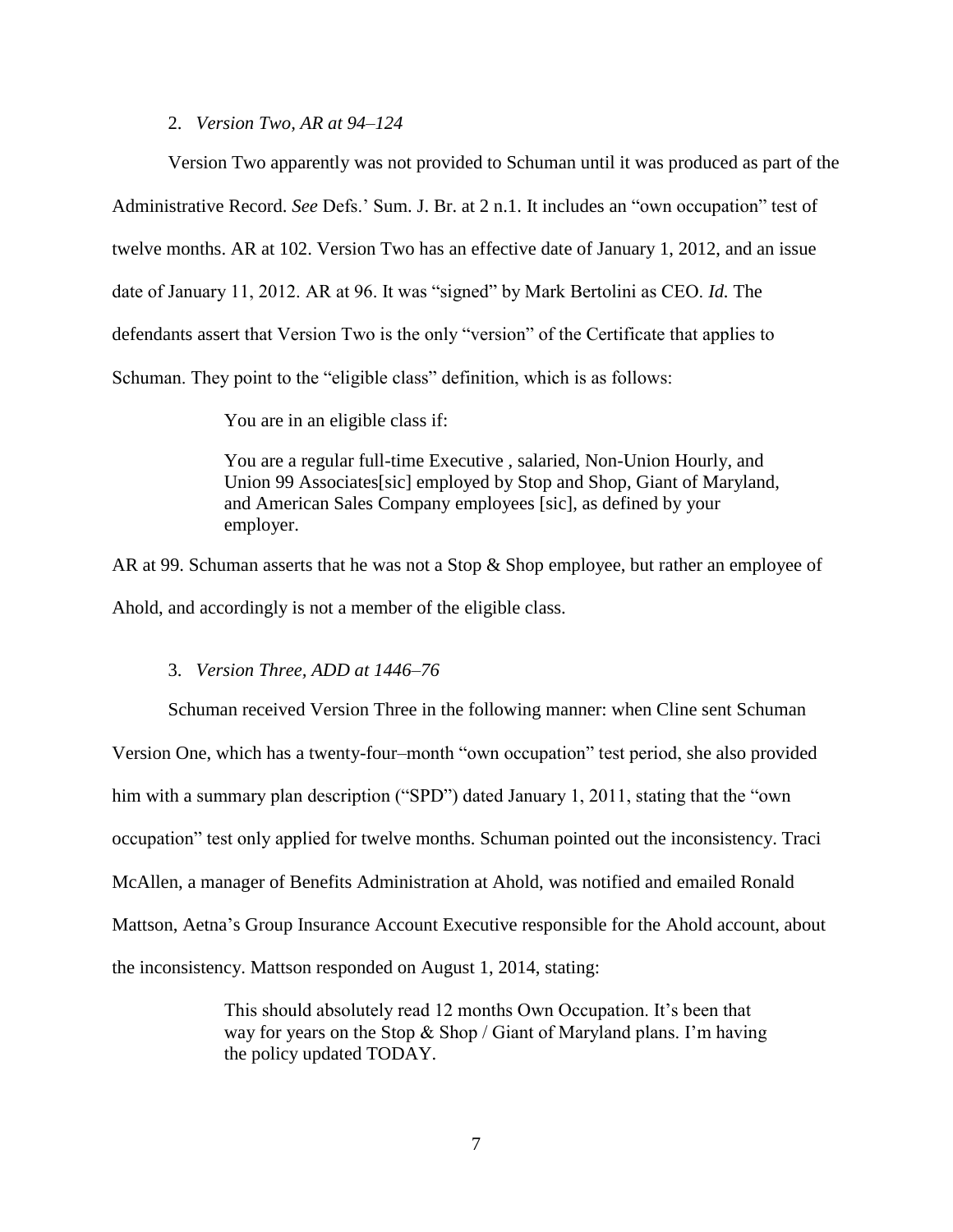### 2. *Version Two, AR at 94–124*

Version Two apparently was not provided to Schuman until it was produced as part of the Administrative Record. *See* Defs.' Sum. J. Br. at 2 n.1. It includes an "own occupation" test of twelve months. AR at 102. Version Two has an effective date of January 1, 2012, and an issue date of January 11, 2012. AR at 96. It was "signed" by Mark Bertolini as CEO. *Id.* The defendants assert that Version Two is the only "version" of the Certificate that applies to Schuman. They point to the "eligible class" definition, which is as follows:

> You are in an eligible class if:
>
> You are a regular full-time Executive , salaried, Non-Union Hourly, and Union 99 Associates[sic] employed by Stop and Shop, Giant of Maryland, and American Sales Company employees [sic], as defined by your employer.

AR at 99. Schuman asserts that he was not a Stop & Shop employee, but rather an employee of Ahold, and accordingly is not a member of the eligible class.

### 3. *Version Three, ADD at 1446–76*

Schuman received Version Three in the following manner: when Cline sent Schuman Version One, which has a twenty-four–month "own occupation" test period, she also provided him with a summary plan description ("SPD") dated January 1, 2011, stating that the "own occupation" test only applied for twelve months. Schuman pointed out the inconsistency. Traci McAllen, a manager of Benefits Administration at Ahold, was notified and emailed Ronald Mattson, Aetna's Group Insurance Account Executive responsible for the Ahold account, about the inconsistency. Mattson responded on August 1, 2014, stating:

> This should absolutely read 12 months Own Occupation. It's been that way for years on the Stop & Shop / Giant of Maryland plans. I'm having the policy updated TODAY.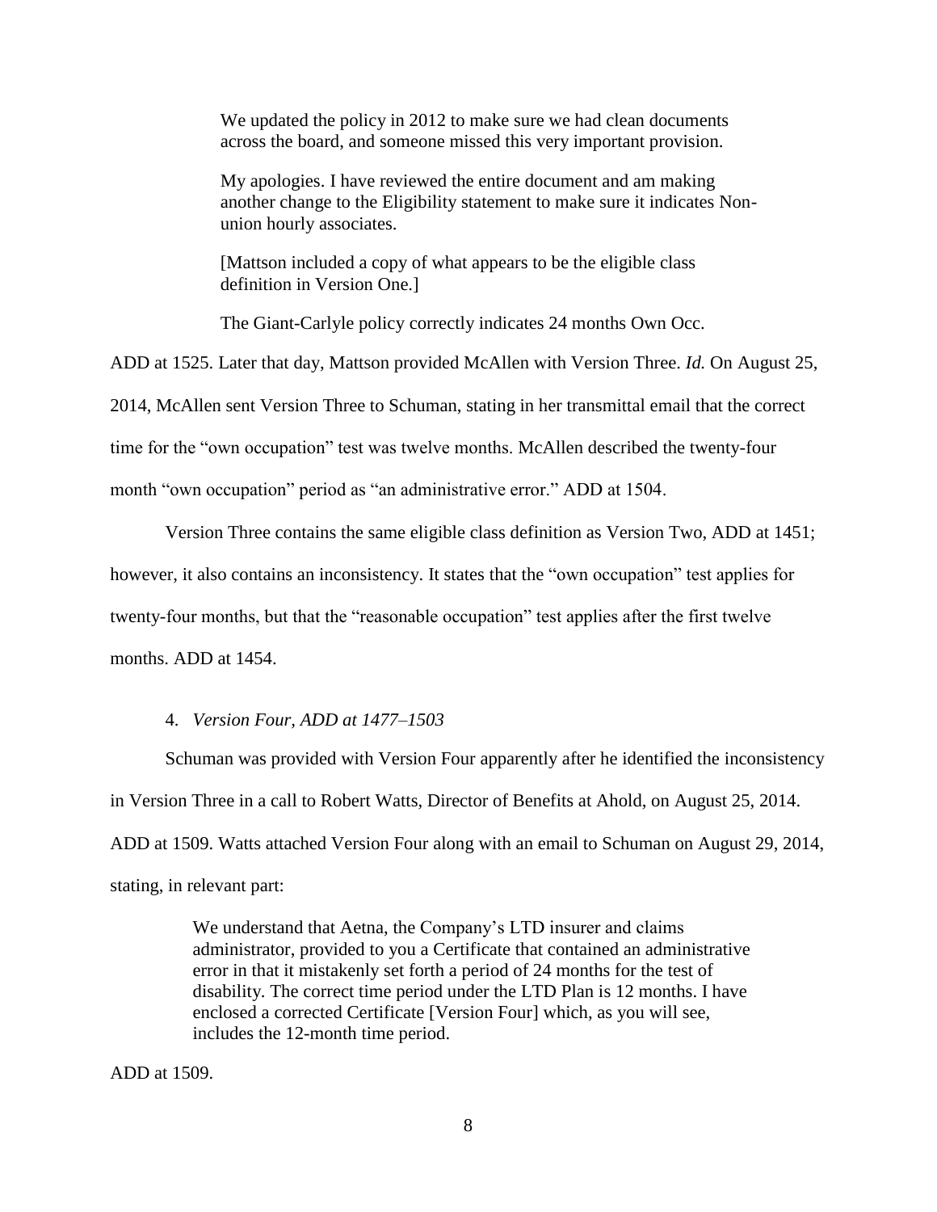> We updated the policy in 2012 to make sure we had clean documents across the board, and someone missed this very important provision.
>
> My apologies. I have reviewed the entire document and am making another change to the Eligibility statement to make sure it indicates Non-union hourly associates.
>
> [Mattson included a copy of what appears to be the eligible class definition in Version One.]
>
> The Giant-Carlyle policy correctly indicates 24 months Own Occ.

ADD at 1525. Later that day, Mattson provided McAllen with Version Three. *Id.* On August 25, 2014, McAllen sent Version Three to Schuman, stating in her transmittal email that the correct time for the "own occupation" test was twelve months. McAllen described the twenty-four month "own occupation" period as "an administrative error." ADD at 1504.

Version Three contains the same eligible class definition as Version Two, ADD at 1451; however, it also contains an inconsistency. It states that the "own occupation" test applies for twenty-four months, but that the "reasonable occupation" test applies after the first twelve months. ADD at 1454.

4. *Version Four, ADD at 1477–1503*

Schuman was provided with Version Four apparently after he identified the inconsistency in Version Three in a call to Robert Watts, Director of Benefits at Ahold, on August 25, 2014. ADD at 1509. Watts attached Version Four along with an email to Schuman on August 29, 2014, stating, in relevant part:

> We understand that Aetna, the Company's LTD insurer and claims administrator, provided to you a Certificate that contained an administrative error in that it mistakenly set forth a period of 24 months for the test of disability. The correct time period under the LTD Plan is 12 months. I have enclosed a corrected Certificate [Version Four] which, as you will see, includes the 12-month time period.

ADD at 1509.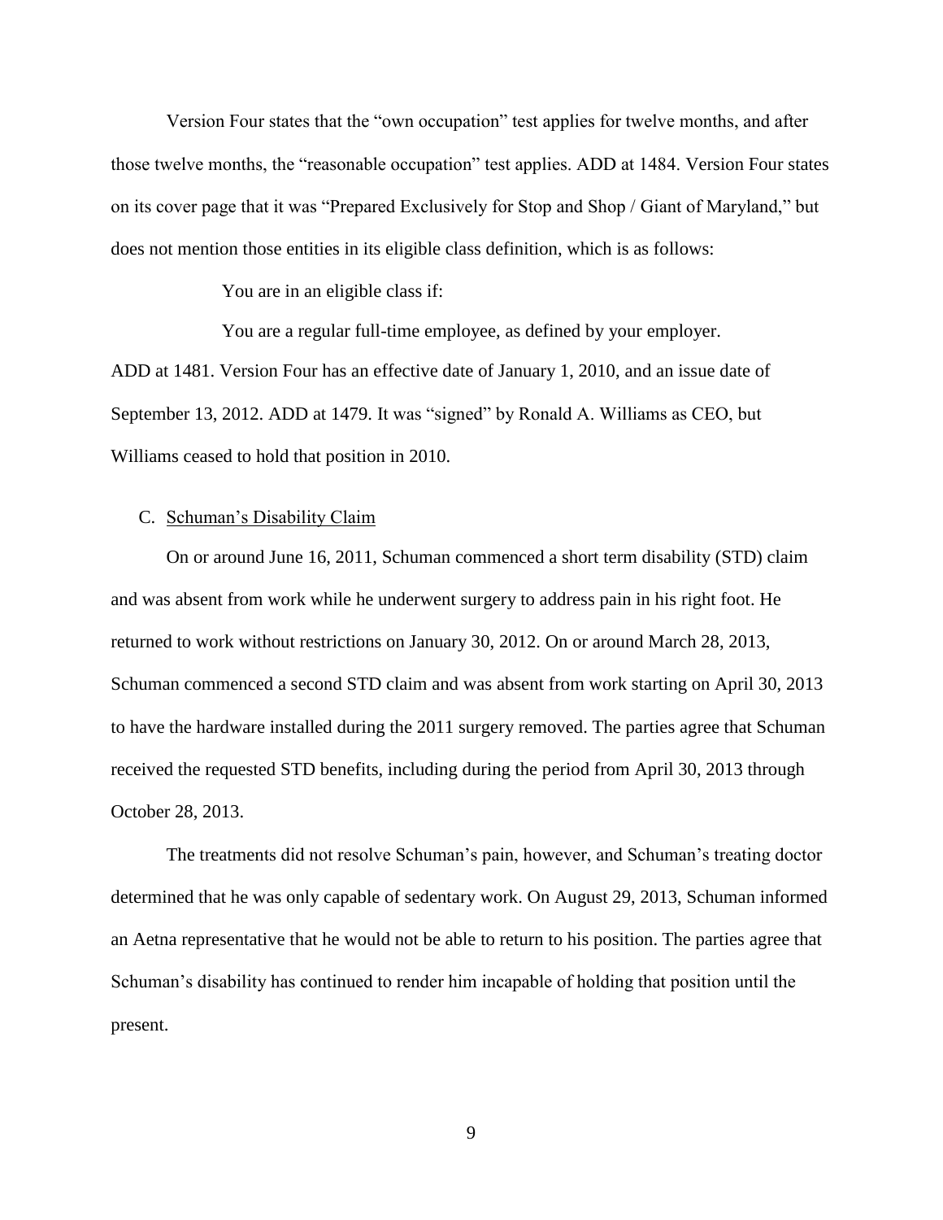Version Four states that the "own occupation" test applies for twelve months, and after those twelve months, the "reasonable occupation" test applies. ADD at 1484. Version Four states on its cover page that it was "Prepared Exclusively for Stop and Shop / Giant of Maryland," but does not mention those entities in its eligible class definition, which is as follows:

> You are in an eligible class if:
>
> You are a regular full-time employee, as defined by your employer.

ADD at 1481. Version Four has an effective date of January 1, 2010, and an issue date of September 13, 2012. ADD at 1479. It was "signed" by Ronald A. Williams as CEO, but Williams ceased to hold that position in 2010.

### C. Schuman's Disability Claim

On or around June 16, 2011, Schuman commenced a short term disability (STD) claim and was absent from work while he underwent surgery to address pain in his right foot. He returned to work without restrictions on January 30, 2012. On or around March 28, 2013, Schuman commenced a second STD claim and was absent from work starting on April 30, 2013 to have the hardware installed during the 2011 surgery removed. The parties agree that Schuman received the requested STD benefits, including during the period from April 30, 2013 through October 28, 2013.

The treatments did not resolve Schuman's pain, however, and Schuman's treating doctor determined that he was only capable of sedentary work. On August 29, 2013, Schuman informed an Aetna representative that he would not be able to return to his position. The parties agree that Schuman's disability has continued to render him incapable of holding that position until the present.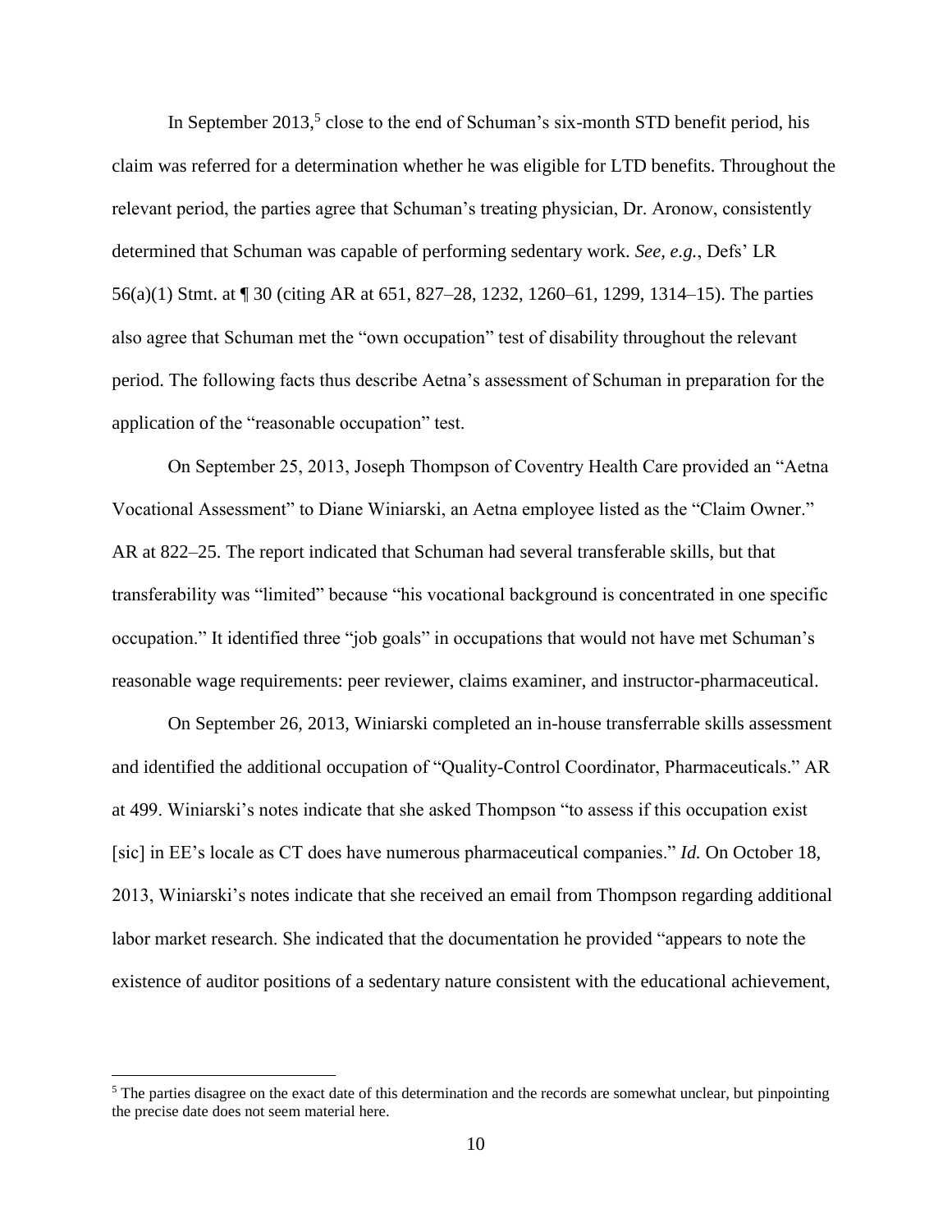In September 2013,[5] close to the end of Schuman's six-month STD benefit period, his claim was referred for a determination whether he was eligible for LTD benefits. Throughout the relevant period, the parties agree that Schuman's treating physician, Dr. Aronow, consistently determined that Schuman was capable of performing sedentary work. *See, e.g.*, Defs' LR 56(a)(1) Stmt. at ¶ 30 (citing AR at 651, 827–28, 1232, 1260–61, 1299, 1314–15). The parties also agree that Schuman met the "own occupation" test of disability throughout the relevant period. The following facts thus describe Aetna's assessment of Schuman in preparation for the application of the "reasonable occupation" test.

On September 25, 2013, Joseph Thompson of Coventry Health Care provided an "Aetna Vocational Assessment" to Diane Winiarski, an Aetna employee listed as the "Claim Owner." AR at 822–25. The report indicated that Schuman had several transferable skills, but that transferability was "limited" because "his vocational background is concentrated in one specific occupation." It identified three "job goals" in occupations that would not have met Schuman's reasonable wage requirements: peer reviewer, claims examiner, and instructor-pharmaceutical.

On September 26, 2013, Winiarski completed an in-house transferrable skills assessment and identified the additional occupation of "Quality-Control Coordinator, Pharmaceuticals." AR at 499. Winiarski's notes indicate that she asked Thompson "to assess if this occupation exist [sic] in EE's locale as CT does have numerous pharmaceutical companies." *Id.* On October 18, 2013, Winiarski's notes indicate that she received an email from Thompson regarding additional labor market research. She indicated that the documentation he provided "appears to note the existence of auditor positions of a sedentary nature consistent with the educational achievement,

[5] The parties disagree on the exact date of this determination and the records are somewhat unclear, but pinpointing the precise date does not seem material here.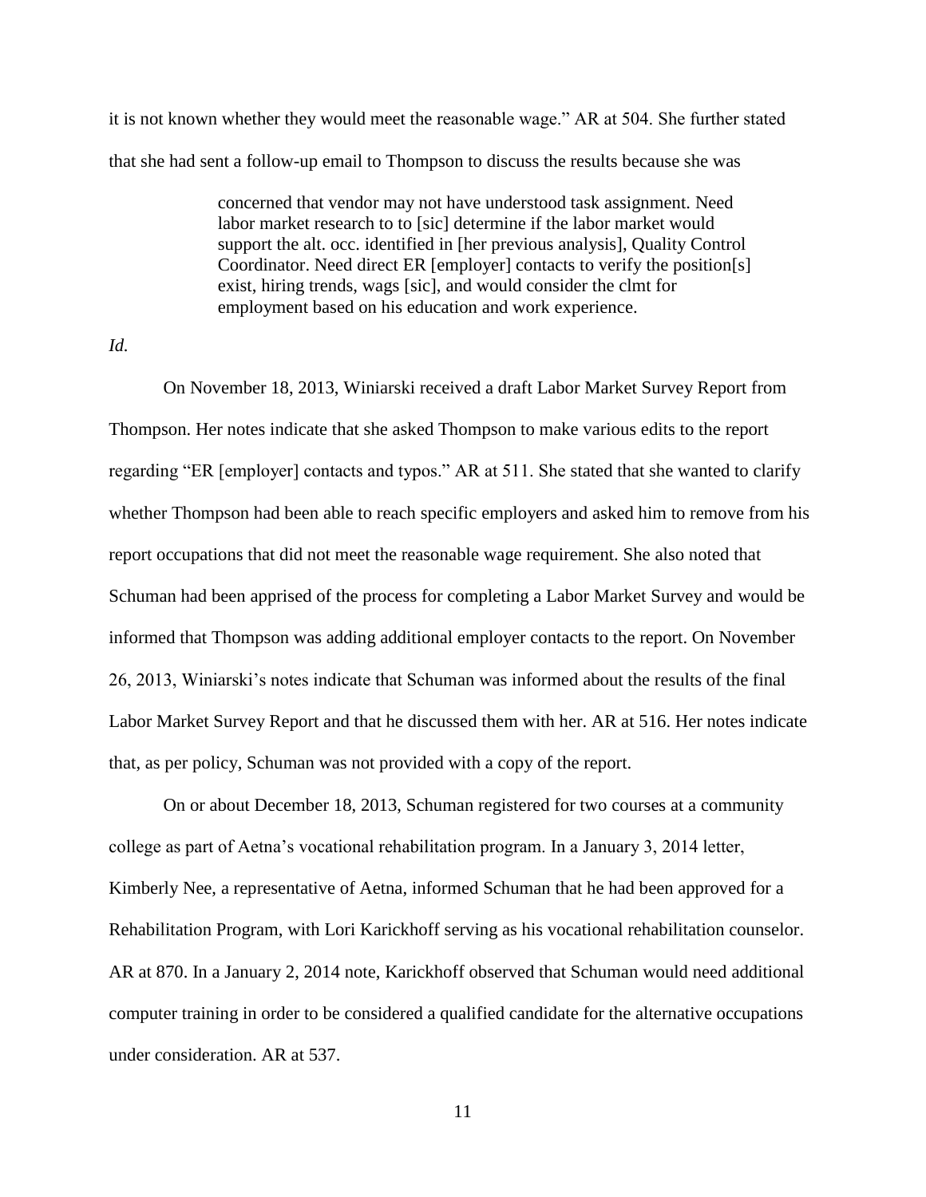it is not known whether they would meet the reasonable wage." AR at 504. She further stated that she had sent a follow-up email to Thompson to discuss the results because she was

> concerned that vendor may not have understood task assignment. Need labor market research to to [sic] determine if the labor market would support the alt. occ. identified in [her previous analysis], Quality Control Coordinator. Need direct ER [employer] contacts to verify the position[s] exist, hiring trends, wags [sic], and would consider the clmt for employment based on his education and work experience.

*Id.*

On November 18, 2013, Winiarski received a draft Labor Market Survey Report from Thompson. Her notes indicate that she asked Thompson to make various edits to the report regarding "ER [employer] contacts and typos." AR at 511. She stated that she wanted to clarify whether Thompson had been able to reach specific employers and asked him to remove from his report occupations that did not meet the reasonable wage requirement. She also noted that Schuman had been apprised of the process for completing a Labor Market Survey and would be informed that Thompson was adding additional employer contacts to the report. On November 26, 2013, Winiarski's notes indicate that Schuman was informed about the results of the final Labor Market Survey Report and that he discussed them with her. AR at 516. Her notes indicate that, as per policy, Schuman was not provided with a copy of the report.

On or about December 18, 2013, Schuman registered for two courses at a community college as part of Aetna's vocational rehabilitation program. In a January 3, 2014 letter, Kimberly Nee, a representative of Aetna, informed Schuman that he had been approved for a Rehabilitation Program, with Lori Karickhoff serving as his vocational rehabilitation counselor. AR at 870. In a January 2, 2014 note, Karickhoff observed that Schuman would need additional computer training in order to be considered a qualified candidate for the alternative occupations under consideration. AR at 537.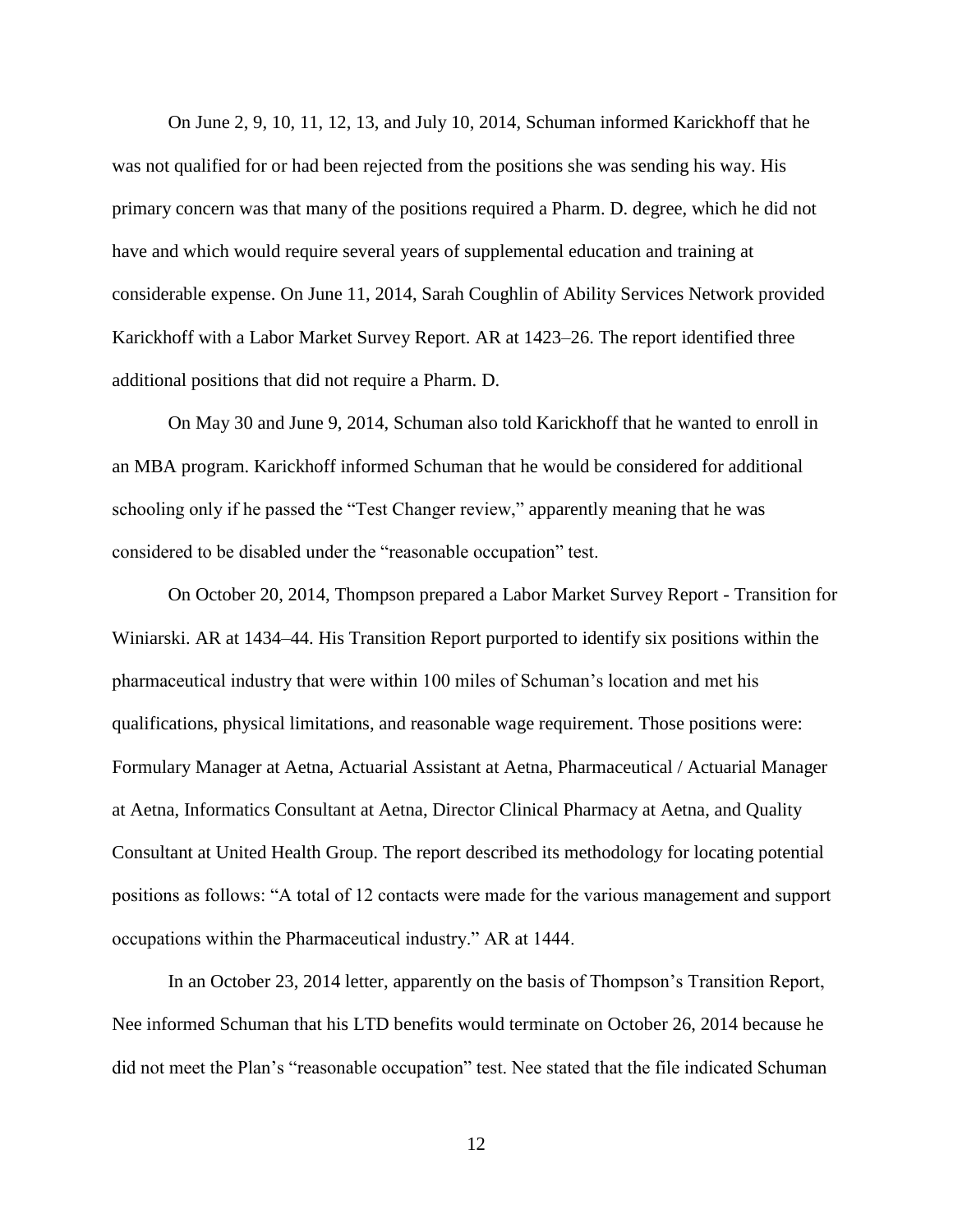On June 2, 9, 10, 11, 12, 13, and July 10, 2014, Schuman informed Karickhoff that he was not qualified for or had been rejected from the positions she was sending his way. His primary concern was that many of the positions required a Pharm. D. degree, which he did not have and which would require several years of supplemental education and training at considerable expense. On June 11, 2014, Sarah Coughlin of Ability Services Network provided Karickhoff with a Labor Market Survey Report. AR at 1423–26. The report identified three additional positions that did not require a Pharm. D.

On May 30 and June 9, 2014, Schuman also told Karickhoff that he wanted to enroll in an MBA program. Karickhoff informed Schuman that he would be considered for additional schooling only if he passed the "Test Changer review," apparently meaning that he was considered to be disabled under the "reasonable occupation" test.

On October 20, 2014, Thompson prepared a Labor Market Survey Report - Transition for Winiarski. AR at 1434–44. His Transition Report purported to identify six positions within the pharmaceutical industry that were within 100 miles of Schuman's location and met his qualifications, physical limitations, and reasonable wage requirement. Those positions were: Formulary Manager at Aetna, Actuarial Assistant at Aetna, Pharmaceutical / Actuarial Manager at Aetna, Informatics Consultant at Aetna, Director Clinical Pharmacy at Aetna, and Quality Consultant at United Health Group. The report described its methodology for locating potential positions as follows: "A total of 12 contacts were made for the various management and support occupations within the Pharmaceutical industry." AR at 1444.

In an October 23, 2014 letter, apparently on the basis of Thompson's Transition Report, Nee informed Schuman that his LTD benefits would terminate on October 26, 2014 because he did not meet the Plan's "reasonable occupation" test. Nee stated that the file indicated Schuman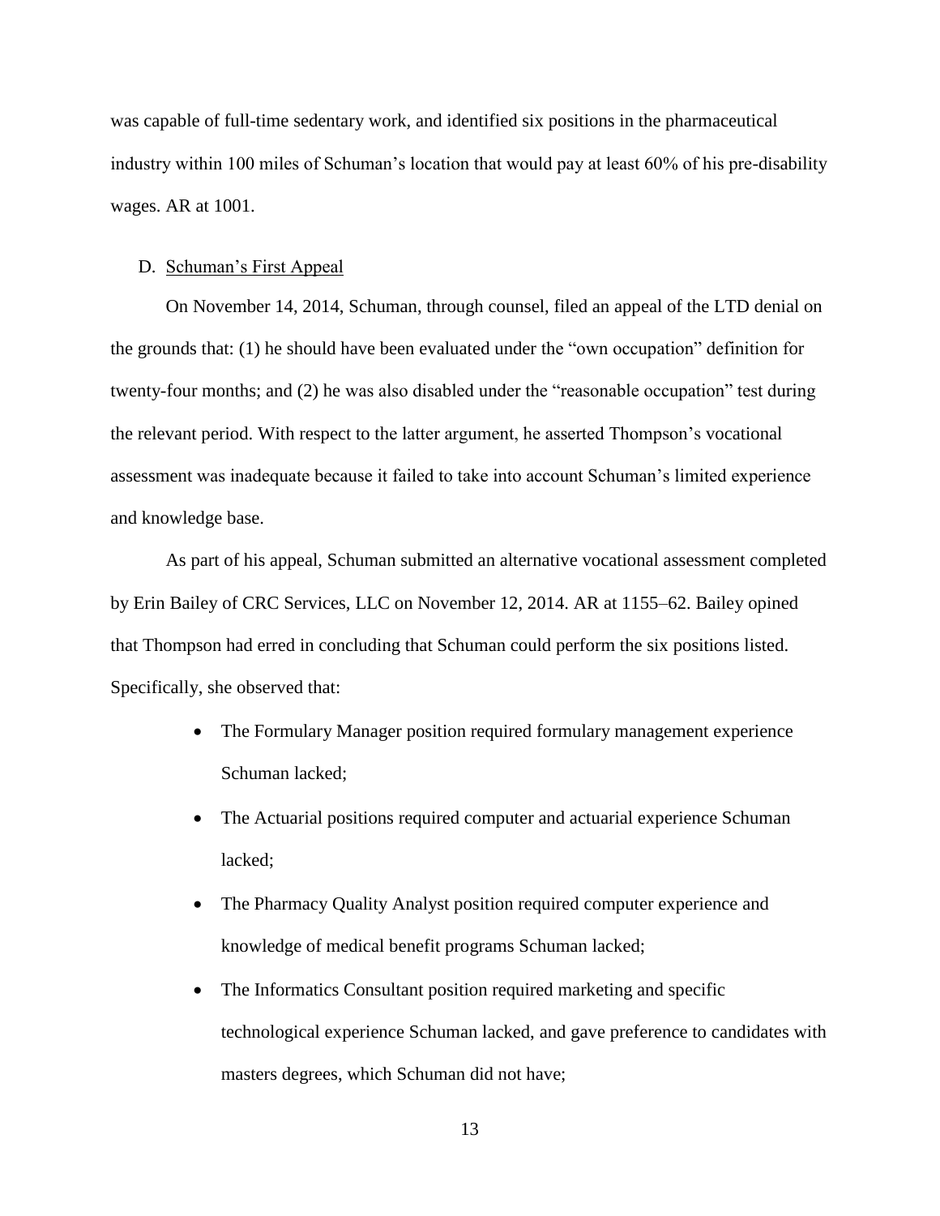was capable of full-time sedentary work, and identified six positions in the pharmaceutical industry within 100 miles of Schuman's location that would pay at least 60% of his pre-disability wages. AR at 1001.

### D. Schuman's First Appeal

On November 14, 2014, Schuman, through counsel, filed an appeal of the LTD denial on the grounds that: (1) he should have been evaluated under the "own occupation" definition for twenty-four months; and (2) he was also disabled under the "reasonable occupation" test during the relevant period. With respect to the latter argument, he asserted Thompson's vocational assessment was inadequate because it failed to take into account Schuman's limited experience and knowledge base.

As part of his appeal, Schuman submitted an alternative vocational assessment completed by Erin Bailey of CRC Services, LLC on November 12, 2014. AR at 1155–62. Bailey opined that Thompson had erred in concluding that Schuman could perform the six positions listed. Specifically, she observed that:

- The Formulary Manager position required formulary management experience Schuman lacked;
- The Actuarial positions required computer and actuarial experience Schuman lacked;
- The Pharmacy Quality Analyst position required computer experience and knowledge of medical benefit programs Schuman lacked;
- The Informatics Consultant position required marketing and specific technological experience Schuman lacked, and gave preference to candidates with masters degrees, which Schuman did not have;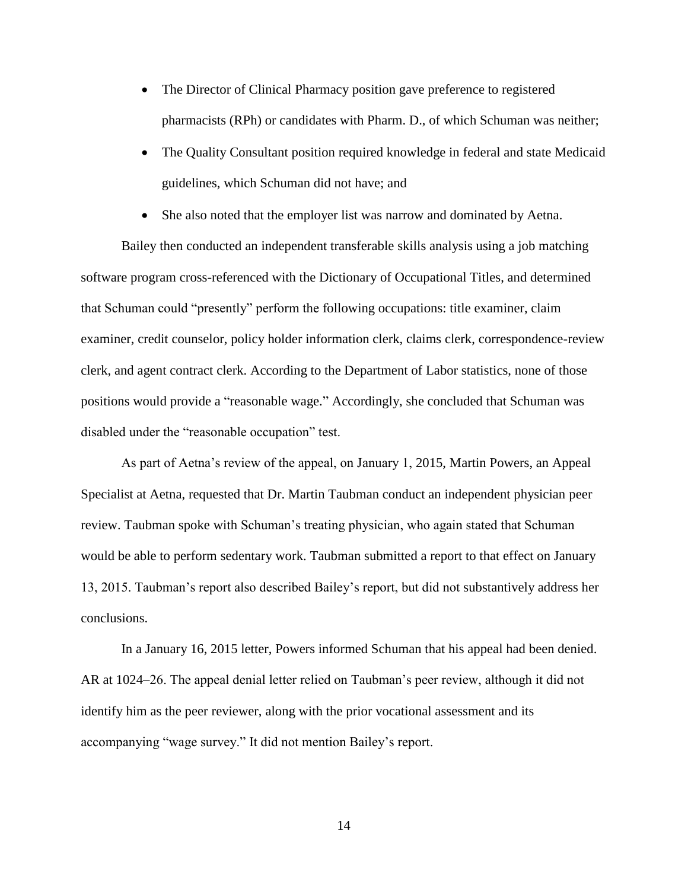- The Director of Clinical Pharmacy position gave preference to registered pharmacists (RPh) or candidates with Pharm. D., of which Schuman was neither;
- The Quality Consultant position required knowledge in federal and state Medicaid guidelines, which Schuman did not have; and
- She also noted that the employer list was narrow and dominated by Aetna.

Bailey then conducted an independent transferable skills analysis using a job matching software program cross-referenced with the Dictionary of Occupational Titles, and determined that Schuman could "presently" perform the following occupations: title examiner, claim examiner, credit counselor, policy holder information clerk, claims clerk, correspondence-review clerk, and agent contract clerk. According to the Department of Labor statistics, none of those positions would provide a "reasonable wage." Accordingly, she concluded that Schuman was disabled under the "reasonable occupation" test.

As part of Aetna's review of the appeal, on January 1, 2015, Martin Powers, an Appeal Specialist at Aetna, requested that Dr. Martin Taubman conduct an independent physician peer review. Taubman spoke with Schuman's treating physician, who again stated that Schuman would be able to perform sedentary work. Taubman submitted a report to that effect on January 13, 2015. Taubman's report also described Bailey's report, but did not substantively address her conclusions.

In a January 16, 2015 letter, Powers informed Schuman that his appeal had been denied. AR at 1024–26. The appeal denial letter relied on Taubman's peer review, although it did not identify him as the peer reviewer, along with the prior vocational assessment and its accompanying "wage survey." It did not mention Bailey's report.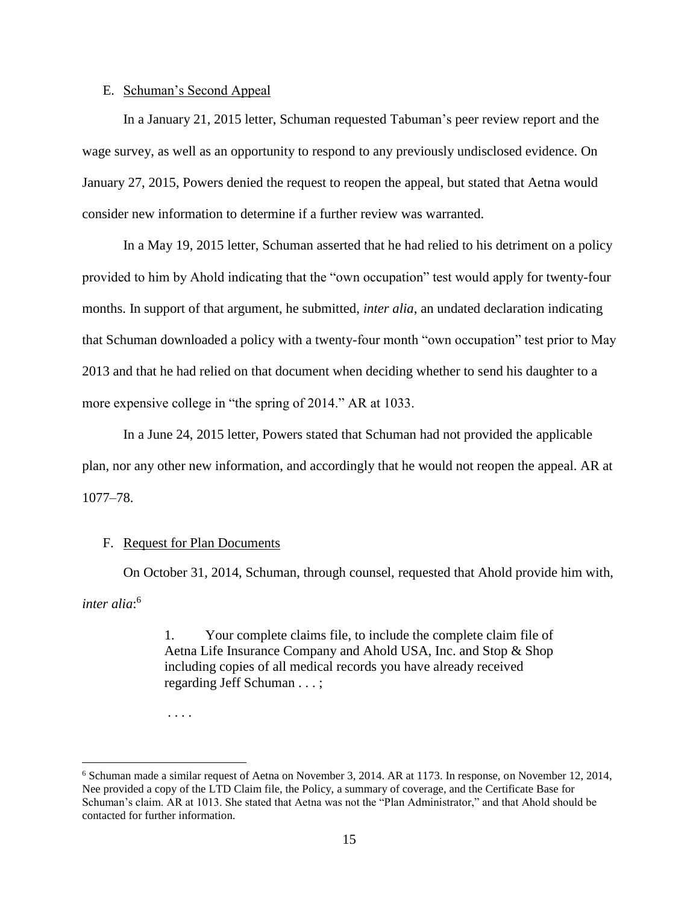E. <u>Schuman's Second Appeal</u>

In a January 21, 2015 letter, Schuman requested Tabuman's peer review report and the wage survey, as well as an opportunity to respond to any previously undisclosed evidence. On January 27, 2015, Powers denied the request to reopen the appeal, but stated that Aetna would consider new information to determine if a further review was warranted.

In a May 19, 2015 letter, Schuman asserted that he had relied to his detriment on a policy provided to him by Ahold indicating that the "own occupation" test would apply for twenty-four months. In support of that argument, he submitted, *inter alia*, an undated declaration indicating that Schuman downloaded a policy with a twenty-four month "own occupation" test prior to May 2013 and that he had relied on that document when deciding whether to send his daughter to a more expensive college in "the spring of 2014." AR at 1033.

In a June 24, 2015 letter, Powers stated that Schuman had not provided the applicable plan, nor any other new information, and accordingly that he would not reopen the appeal. AR at 1077–78.

F. <u>Request for Plan Documents</u>

On October 31, 2014, Schuman, through counsel, requested that Ahold provide him with, *inter alia*:[6]

> 1. Your complete claims file, to include the complete claim file of Aetna Life Insurance Company and Ahold USA, Inc. and Stop & Shop including copies of all medical records you have already received regarding Jeff Schuman . . . ;
>
> . . . .

[6] Schuman made a similar request of Aetna on November 3, 2014. AR at 1173. In response, on November 12, 2014, Nee provided a copy of the LTD Claim file, the Policy, a summary of coverage, and the Certificate Base for Schuman's claim. AR at 1013. She stated that Aetna was not the "Plan Administrator," and that Ahold should be contacted for further information.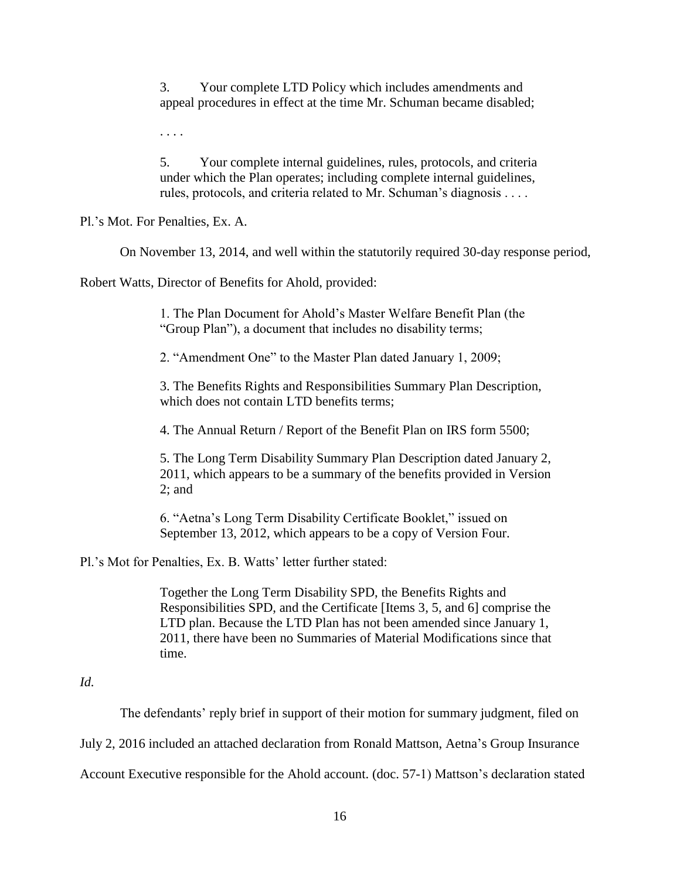> 3. Your complete LTD Policy which includes amendments and appeal procedures in effect at the time Mr. Schuman became disabled;
>
> . . . .
>
> 5. Your complete internal guidelines, rules, protocols, and criteria under which the Plan operates; including complete internal guidelines, rules, protocols, and criteria related to Mr. Schuman's diagnosis . . . .

Pl.'s Mot. For Penalties, Ex. A.

On November 13, 2014, and well within the statutorily required 30-day response period, Robert Watts, Director of Benefits for Ahold, provided:

> 1. The Plan Document for Ahold's Master Welfare Benefit Plan (the "Group Plan"), a document that includes no disability terms;
>
> 2. "Amendment One" to the Master Plan dated January 1, 2009;
>
> 3. The Benefits Rights and Responsibilities Summary Plan Description, which does not contain LTD benefits terms;
>
> 4. The Annual Return / Report of the Benefit Plan on IRS form 5500;
>
> 5. The Long Term Disability Summary Plan Description dated January 2, 2011, which appears to be a summary of the benefits provided in Version 2; and
>
> 6. "Aetna's Long Term Disability Certificate Booklet," issued on September 13, 2012, which appears to be a copy of Version Four.

Pl.'s Mot for Penalties, Ex. B. Watts' letter further stated:

> Together the Long Term Disability SPD, the Benefits Rights and Responsibilities SPD, and the Certificate [Items 3, 5, and 6] comprise the LTD plan. Because the LTD Plan has not been amended since January 1, 2011, there have been no Summaries of Material Modifications since that time.

*Id.*

The defendants' reply brief in support of their motion for summary judgment, filed on July 2, 2016 included an attached declaration from Ronald Mattson, Aetna's Group Insurance Account Executive responsible for the Ahold account. (doc. 57-1) Mattson's declaration stated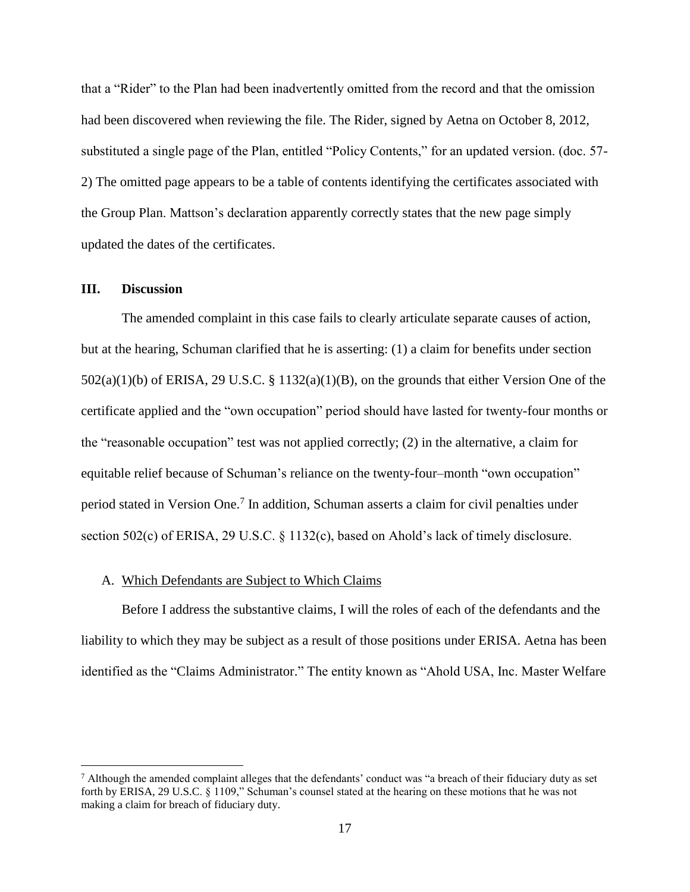that a "Rider" to the Plan had been inadvertently omitted from the record and that the omission had been discovered when reviewing the file. The Rider, signed by Aetna on October 8, 2012, substituted a single page of the Plan, entitled "Policy Contents," for an updated version. (doc. 57-2) The omitted page appears to be a table of contents identifying the certificates associated with the Group Plan. Mattson's declaration apparently correctly states that the new page simply updated the dates of the certificates.

## III. Discussion

The amended complaint in this case fails to clearly articulate separate causes of action, but at the hearing, Schuman clarified that he is asserting: (1) a claim for benefits under section 502(a)(1)(b) of ERISA, 29 U.S.C. § 1132(a)(1)(B), on the grounds that either Version One of the certificate applied and the "own occupation" period should have lasted for twenty-four months or the "reasonable occupation" test was not applied correctly; (2) in the alternative, a claim for equitable relief because of Schuman's reliance on the twenty-four–month "own occupation" period stated in Version One.[7] In addition, Schuman asserts a claim for civil penalties under section 502(c) of ERISA, 29 U.S.C. § 1132(c), based on Ahold's lack of timely disclosure.

### A. Which Defendants are Subject to Which Claims

Before I address the substantive claims, I will the roles of each of the defendants and the liability to which they may be subject as a result of those positions under ERISA. Aetna has been identified as the "Claims Administrator." The entity known as "Ahold USA, Inc. Master Welfare

---

[7] Although the amended complaint alleges that the defendants' conduct was "a breach of their fiduciary duty as set forth by ERISA, 29 U.S.C. § 1109," Schuman's counsel stated at the hearing on these motions that he was not making a claim for breach of fiduciary duty.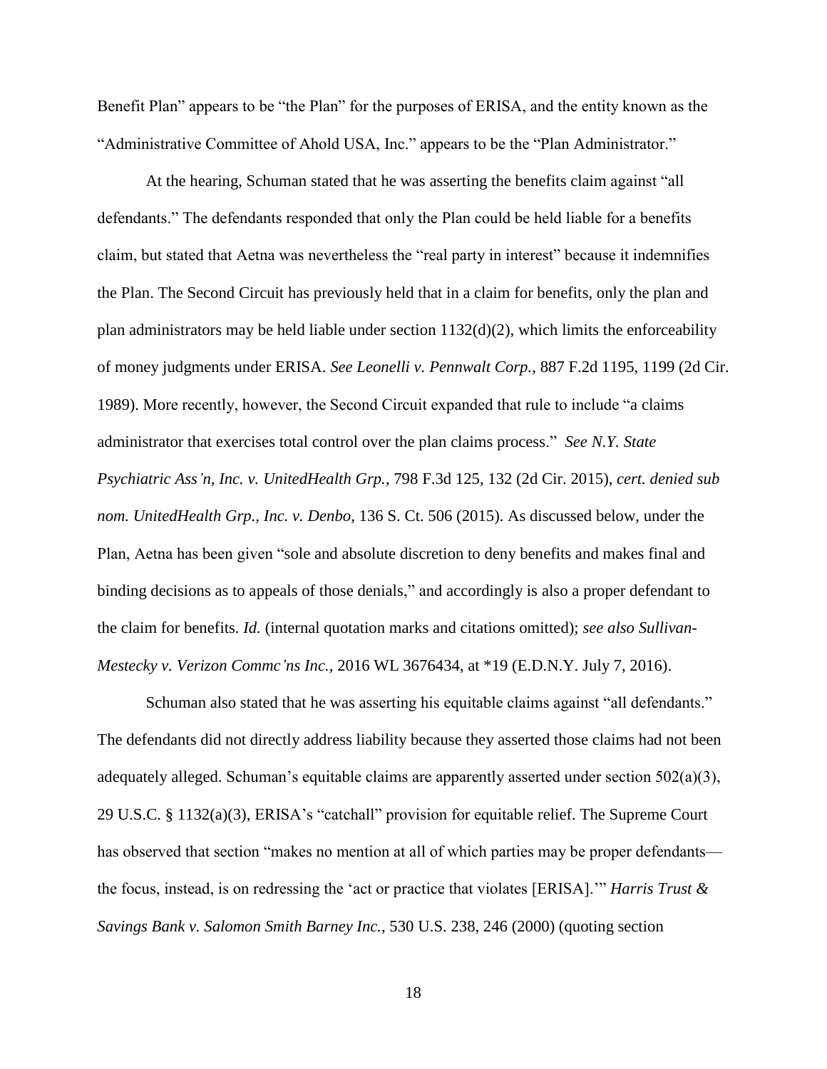Benefit Plan" appears to be "the Plan" for the purposes of ERISA, and the entity known as the "Administrative Committee of Ahold USA, Inc." appears to be the "Plan Administrator."

At the hearing, Schuman stated that he was asserting the benefits claim against "all defendants." The defendants responded that only the Plan could be held liable for a benefits claim, but stated that Aetna was nevertheless the "real party in interest" because it indemnifies the Plan. The Second Circuit has previously held that in a claim for benefits, only the plan and plan administrators may be held liable under section 1132(d)(2), which limits the enforceability of money judgments under ERISA. *See Leonelli v. Pennwalt Corp.*, 887 F.2d 1195, 1199 (2d Cir. 1989). More recently, however, the Second Circuit expanded that rule to include "a claims administrator that exercises total control over the plan claims process." *See N.Y. State Psychiatric Ass'n, Inc. v. UnitedHealth Grp.*, 798 F.3d 125, 132 (2d Cir. 2015), *cert. denied sub nom. UnitedHealth Grp., Inc. v. Denbo*, 136 S. Ct. 506 (2015). As discussed below, under the Plan, Aetna has been given "sole and absolute discretion to deny benefits and makes final and binding decisions as to appeals of those denials," and accordingly is also a proper defendant to the claim for benefits. *Id.* (internal quotation marks and citations omitted); *see also Sullivan-Mestecky v. Verizon Commc'ns Inc.*, 2016 WL 3676434, at *19 (E.D.N.Y. July 7, 2016).

Schuman also stated that he was asserting his equitable claims against "all defendants." The defendants did not directly address liability because they asserted those claims had not been adequately alleged. Schuman's equitable claims are apparently asserted under section 502(a)(3), 29 U.S.C. § 1132(a)(3), ERISA's "catchall" provision for equitable relief. The Supreme Court has observed that section "makes no mention at all of which parties may be proper defendants—the focus, instead, is on redressing the 'act or practice that violates [ERISA].'" *Harris Trust & Savings Bank v. Salomon Smith Barney Inc.*, 530 U.S. 238, 246 (2000) (quoting section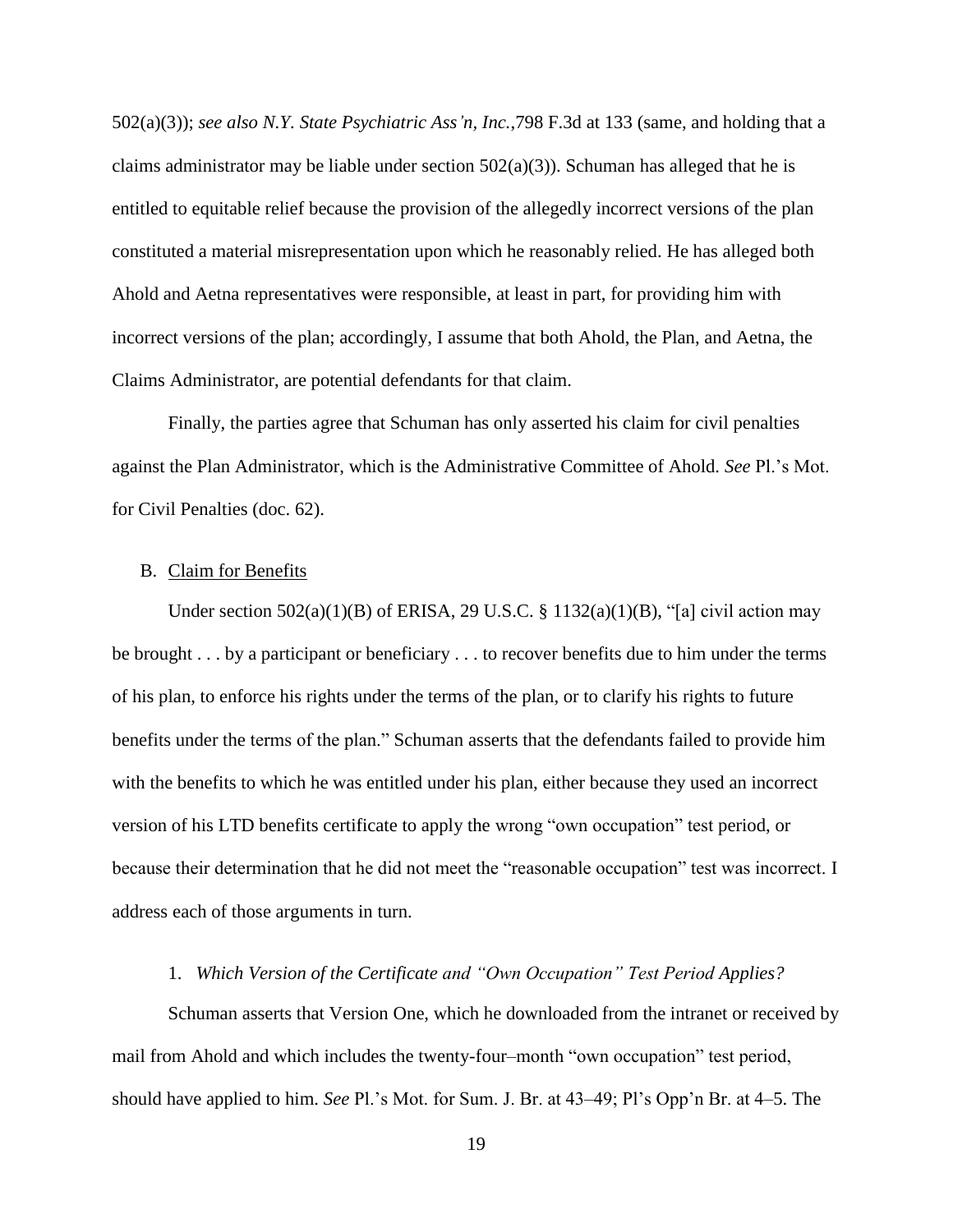502(a)(3)); *see also N.Y. State Psychiatric Ass'n, Inc.*,798 F.3d at 133 (same, and holding that a claims administrator may be liable under section 502(a)(3)). Schuman has alleged that he is entitled to equitable relief because the provision of the allegedly incorrect versions of the plan constituted a material misrepresentation upon which he reasonably relied. He has alleged both Ahold and Aetna representatives were responsible, at least in part, for providing him with incorrect versions of the plan; accordingly, I assume that both Ahold, the Plan, and Aetna, the Claims Administrator, are potential defendants for that claim.

Finally, the parties agree that Schuman has only asserted his claim for civil penalties against the Plan Administrator, which is the Administrative Committee of Ahold. *See* Pl.'s Mot. for Civil Penalties (doc. 62).

B. <u>Claim for Benefits</u>

Under section 502(a)(1)(B) of ERISA, 29 U.S.C. § 1132(a)(1)(B), "[a] civil action may be brought . . . by a participant or beneficiary . . . to recover benefits due to him under the terms of his plan, to enforce his rights under the terms of the plan, or to clarify his rights to future benefits under the terms of the plan." Schuman asserts that the defendants failed to provide him with the benefits to which he was entitled under his plan, either because they used an incorrect version of his LTD benefits certificate to apply the wrong "own occupation" test period, or because their determination that he did not meet the "reasonable occupation" test was incorrect. I address each of those arguments in turn.

1. *Which Version of the Certificate and "Own Occupation" Test Period Applies?*

Schuman asserts that Version One, which he downloaded from the intranet or received by mail from Ahold and which includes the twenty-four–month "own occupation" test period, should have applied to him. *See* Pl.'s Mot. for Sum. J. Br. at 43–49; Pl's Opp'n Br. at 4–5. The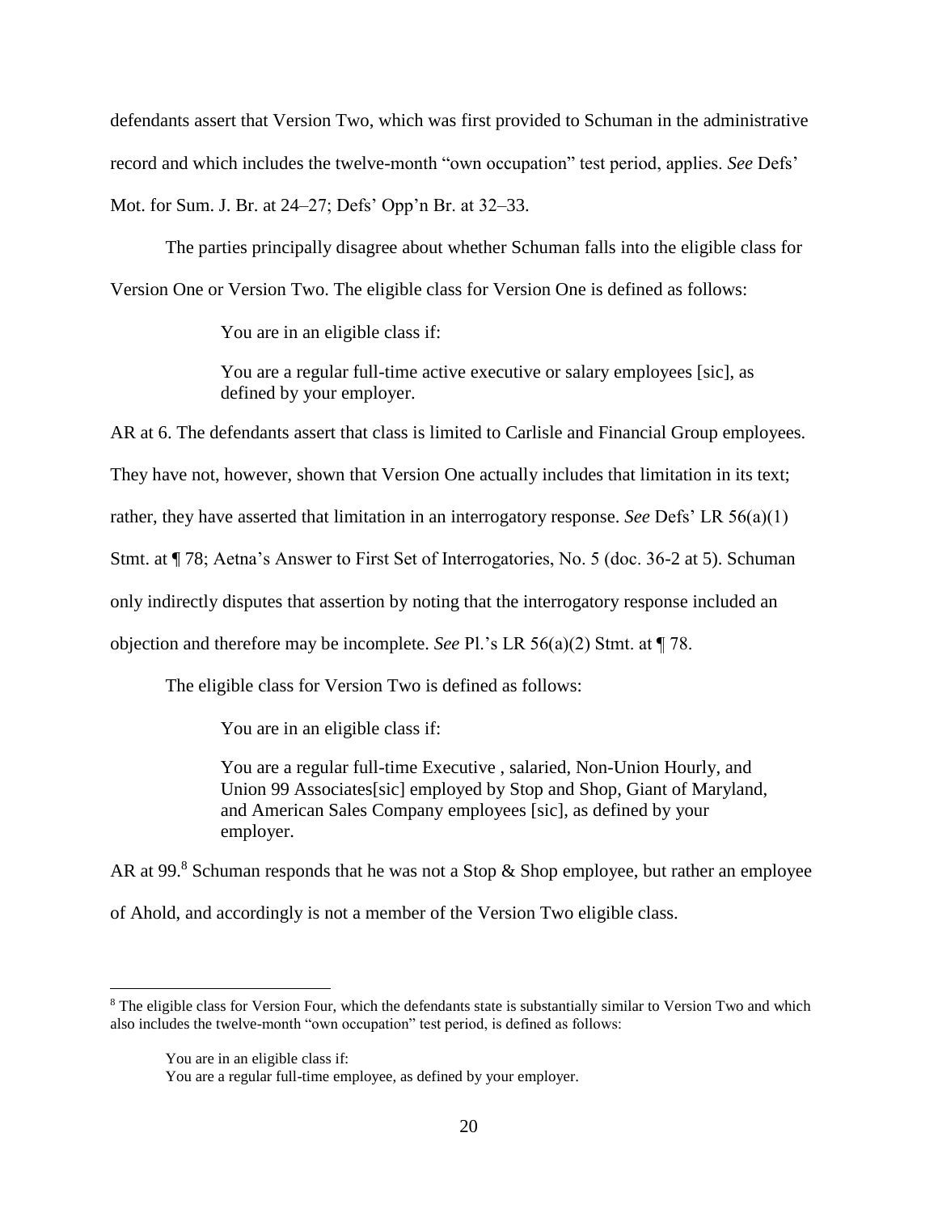defendants assert that Version Two, which was first provided to Schuman in the administrative record and which includes the twelve-month "own occupation" test period, applies. *See* Defs' Mot. for Sum. J. Br. at 24–27; Defs' Opp'n Br. at 32–33.

The parties principally disagree about whether Schuman falls into the eligible class for Version One or Version Two. The eligible class for Version One is defined as follows:

> You are in an eligible class if:
>
> You are a regular full-time active executive or salary employees [sic], as defined by your employer.

AR at 6. The defendants assert that class is limited to Carlisle and Financial Group employees. They have not, however, shown that Version One actually includes that limitation in its text; rather, they have asserted that limitation in an interrogatory response. *See* Defs' LR 56(a)(1) Stmt. at ¶ 78; Aetna's Answer to First Set of Interrogatories, No. 5 (doc. 36-2 at 5). Schuman only indirectly disputes that assertion by noting that the interrogatory response included an objection and therefore may be incomplete. *See* Pl.'s LR 56(a)(2) Stmt. at ¶ 78.

The eligible class for Version Two is defined as follows:

> You are in an eligible class if:
>
> You are a regular full-time Executive , salaried, Non-Union Hourly, and Union 99 Associates[sic] employed by Stop and Shop, Giant of Maryland, and American Sales Company employees [sic], as defined by your employer.

AR at 99.[8] Schuman responds that he was not a Stop & Shop employee, but rather an employee of Ahold, and accordingly is not a member of the Version Two eligible class.

---

[8] The eligible class for Version Four, which the defendants state is substantially similar to Version Two and which also includes the twelve-month "own occupation" test period, is defined as follows:

> You are in an eligible class if:
> You are a regular full-time employee, as defined by your employer.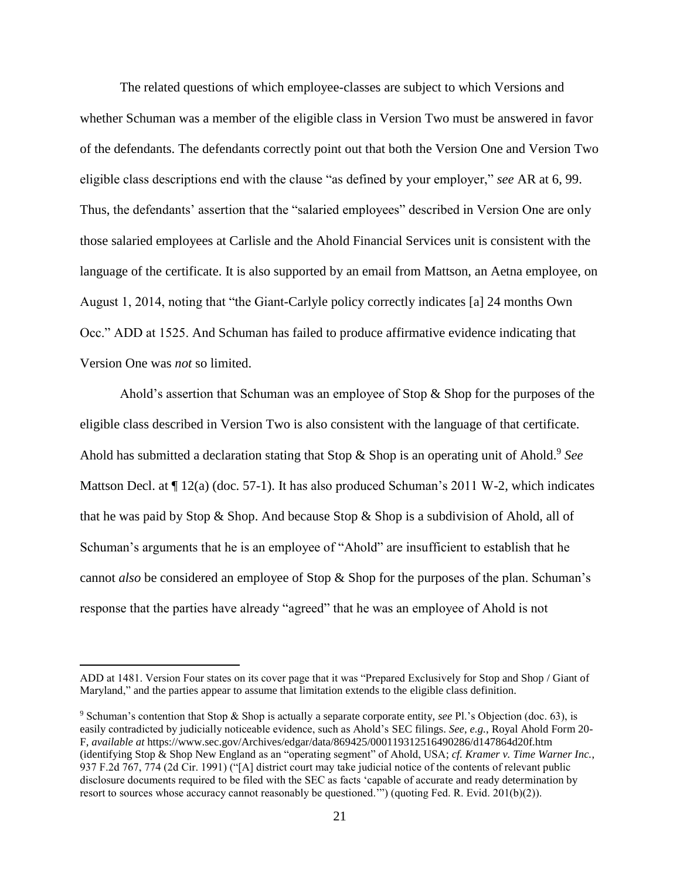The related questions of which employee-classes are subject to which Versions and whether Schuman was a member of the eligible class in Version Two must be answered in favor of the defendants. The defendants correctly point out that both the Version One and Version Two eligible class descriptions end with the clause "as defined by your employer," *see* AR at 6, 99. Thus, the defendants' assertion that the "salaried employees" described in Version One are only those salaried employees at Carlisle and the Ahold Financial Services unit is consistent with the language of the certificate. It is also supported by an email from Mattson, an Aetna employee, on August 1, 2014, noting that "the Giant-Carlyle policy correctly indicates [a] 24 months Own Occ." ADD at 1525. And Schuman has failed to produce affirmative evidence indicating that Version One was *not* so limited.

Ahold's assertion that Schuman was an employee of Stop & Shop for the purposes of the eligible class described in Version Two is also consistent with the language of that certificate. Ahold has submitted a declaration stating that Stop & Shop is an operating unit of Ahold.[9] *See* Mattson Decl. at ¶ 12(a) (doc. 57-1). It has also produced Schuman's 2011 W-2, which indicates that he was paid by Stop & Shop. And because Stop & Shop is a subdivision of Ahold, all of Schuman's arguments that he is an employee of "Ahold" are insufficient to establish that he cannot *also* be considered an employee of Stop & Shop for the purposes of the plan. Schuman's response that the parties have already "agreed" that he was an employee of Ahold is not

---

ADD at 1481. Version Four states on its cover page that it was "Prepared Exclusively for Stop and Shop / Giant of Maryland," and the parties appear to assume that limitation extends to the eligible class definition.

[9] Schuman's contention that Stop & Shop is actually a separate corporate entity, *see* Pl.'s Objection (doc. 63), is easily contradicted by judicially noticeable evidence, such as Ahold's SEC filings. *See, e.g.,* Royal Ahold Form 20-F, *available at* https://www.sec.gov/Archives/edgar/data/869425/000119312516490286/d147864d20f.htm (identifying Stop & Shop New England as an "operating segment" of Ahold, USA; *cf. Kramer v. Time Warner Inc.*, 937 F.2d 767, 774 (2d Cir. 1991) ("[A] district court may take judicial notice of the contents of relevant public disclosure documents required to be filed with the SEC as facts 'capable of accurate and ready determination by resort to sources whose accuracy cannot reasonably be questioned.'") (quoting Fed. R. Evid. 201(b)(2)).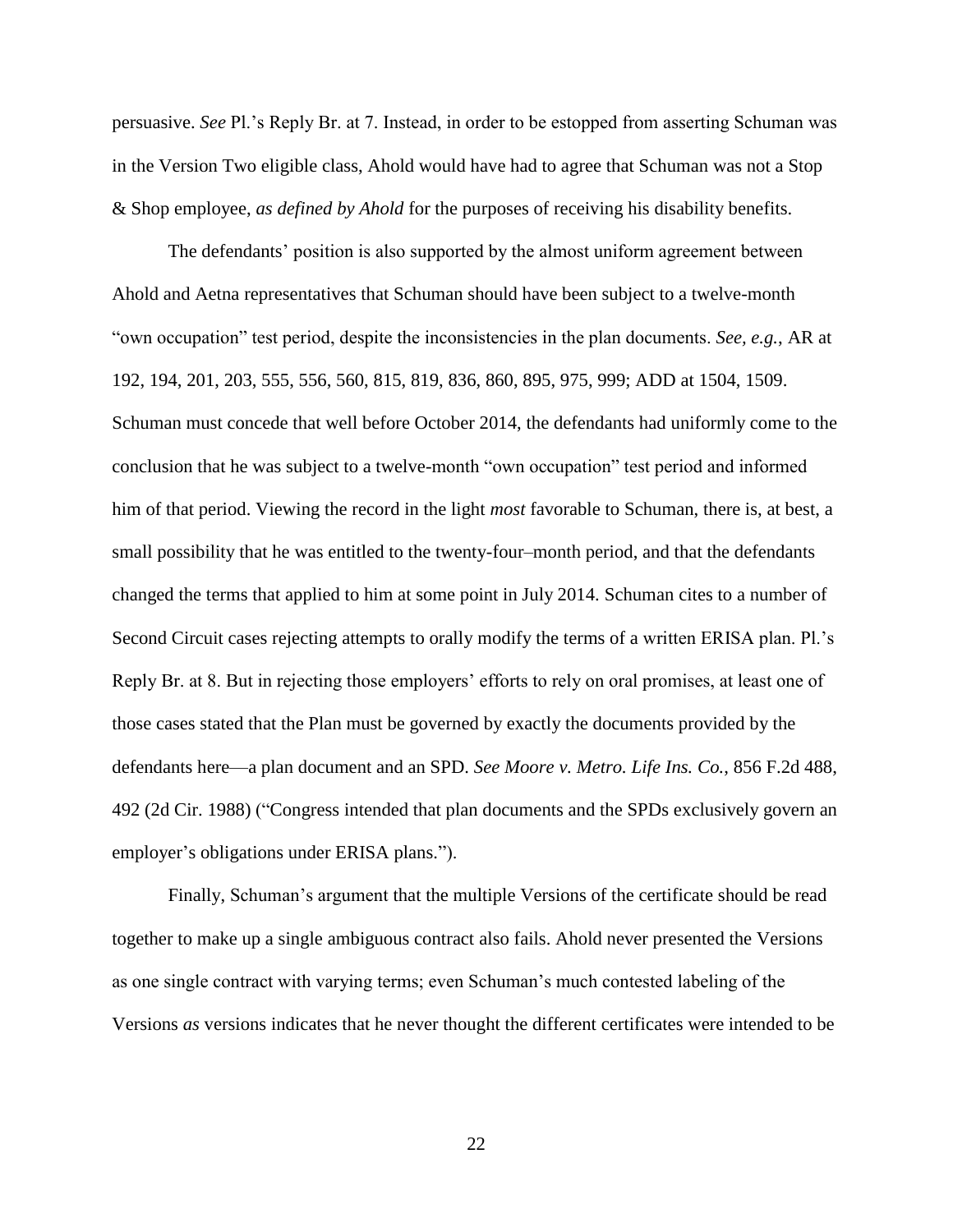persuasive. *See* Pl.'s Reply Br. at 7. Instead, in order to be estopped from asserting Schuman was in the Version Two eligible class, Ahold would have had to agree that Schuman was not a Stop & Shop employee, *as defined by Ahold* for the purposes of receiving his disability benefits.

The defendants' position is also supported by the almost uniform agreement between Ahold and Aetna representatives that Schuman should have been subject to a twelve-month "own occupation" test period, despite the inconsistencies in the plan documents. *See, e.g.*, AR at 192, 194, 201, 203, 555, 556, 560, 815, 819, 836, 860, 895, 975, 999; ADD at 1504, 1509. Schuman must concede that well before October 2014, the defendants had uniformly come to the conclusion that he was subject to a twelve-month "own occupation" test period and informed him of that period. Viewing the record in the light *most* favorable to Schuman, there is, at best, a small possibility that he was entitled to the twenty-four–month period, and that the defendants changed the terms that applied to him at some point in July 2014. Schuman cites to a number of Second Circuit cases rejecting attempts to orally modify the terms of a written ERISA plan. Pl.'s Reply Br. at 8. But in rejecting those employers' efforts to rely on oral promises, at least one of those cases stated that the Plan must be governed by exactly the documents provided by the defendants here—a plan document and an SPD. *See Moore v. Metro. Life Ins. Co.*, 856 F.2d 488, 492 (2d Cir. 1988) ("Congress intended that plan documents and the SPDs exclusively govern an employer's obligations under ERISA plans.").

Finally, Schuman's argument that the multiple Versions of the certificate should be read together to make up a single ambiguous contract also fails. Ahold never presented the Versions as one single contract with varying terms; even Schuman's much contested labeling of the Versions *as* versions indicates that he never thought the different certificates were intended to be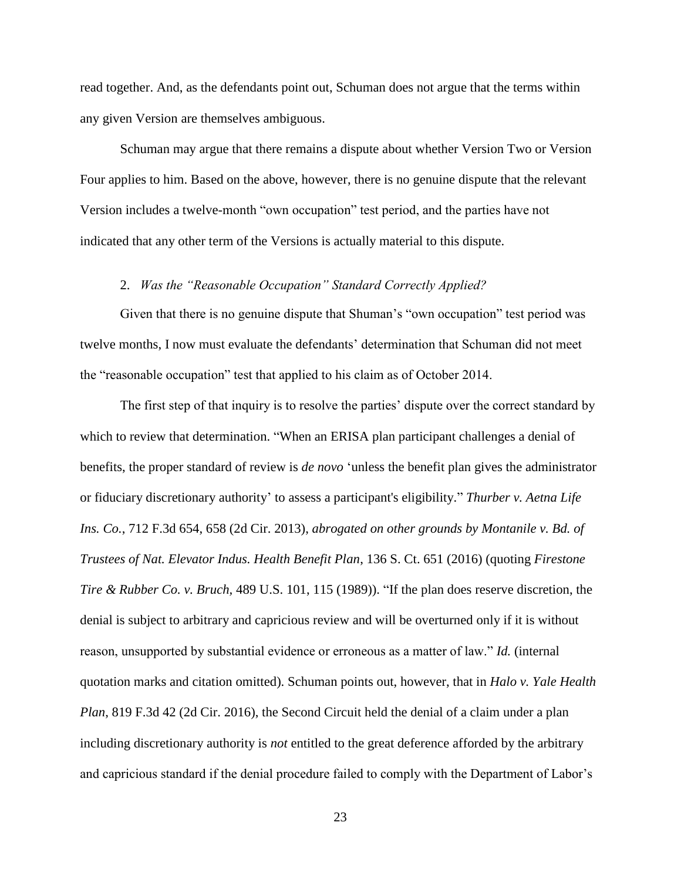read together. And, as the defendants point out, Schuman does not argue that the terms within any given Version are themselves ambiguous.

Schuman may argue that there remains a dispute about whether Version Two or Version Four applies to him. Based on the above, however, there is no genuine dispute that the relevant Version includes a twelve-month "own occupation" test period, and the parties have not indicated that any other term of the Versions is actually material to this dispute.

2. *Was the "Reasonable Occupation" Standard Correctly Applied?*

Given that there is no genuine dispute that Shuman's "own occupation" test period was twelve months, I now must evaluate the defendants' determination that Schuman did not meet the "reasonable occupation" test that applied to his claim as of October 2014.

The first step of that inquiry is to resolve the parties' dispute over the correct standard by which to review that determination. "When an ERISA plan participant challenges a denial of benefits, the proper standard of review is *de novo* 'unless the benefit plan gives the administrator or fiduciary discretionary authority' to assess a participant's eligibility." *Thurber v. Aetna Life Ins. Co.*, 712 F.3d 654, 658 (2d Cir. 2013), *abrogated on other grounds by Montanile v. Bd. of Trustees of Nat. Elevator Indus. Health Benefit Plan*, 136 S. Ct. 651 (2016) (quoting *Firestone Tire & Rubber Co. v. Bruch*, 489 U.S. 101, 115 (1989)). "If the plan does reserve discretion, the denial is subject to arbitrary and capricious review and will be overturned only if it is without reason, unsupported by substantial evidence or erroneous as a matter of law." *Id.* (internal quotation marks and citation omitted). Schuman points out, however, that in *Halo v. Yale Health Plan*, 819 F.3d 42 (2d Cir. 2016), the Second Circuit held the denial of a claim under a plan including discretionary authority is *not* entitled to the great deference afforded by the arbitrary and capricious standard if the denial procedure failed to comply with the Department of Labor's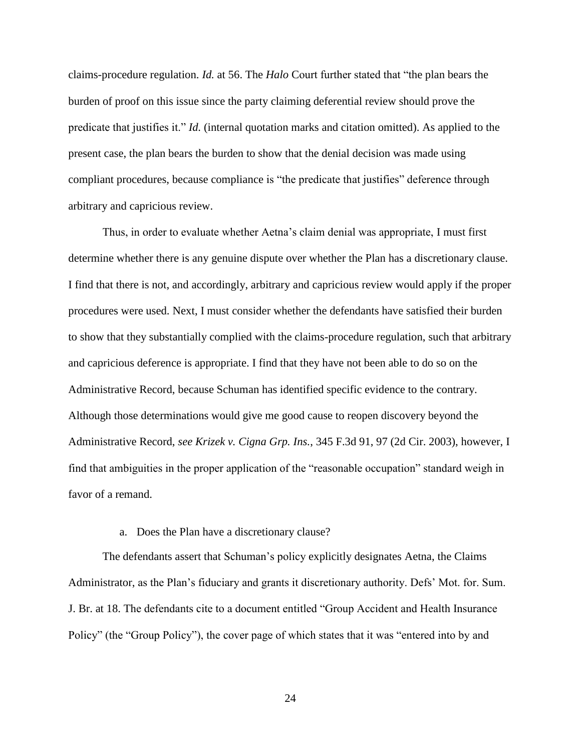claims-procedure regulation. *Id.* at 56. The *Halo* Court further stated that "the plan bears the burden of proof on this issue since the party claiming deferential review should prove the predicate that justifies it." *Id.* (internal quotation marks and citation omitted). As applied to the present case, the plan bears the burden to show that the denial decision was made using compliant procedures, because compliance is "the predicate that justifies" deference through arbitrary and capricious review.

Thus, in order to evaluate whether Aetna's claim denial was appropriate, I must first determine whether there is any genuine dispute over whether the Plan has a discretionary clause. I find that there is not, and accordingly, arbitrary and capricious review would apply if the proper procedures were used. Next, I must consider whether the defendants have satisfied their burden to show that they substantially complied with the claims-procedure regulation, such that arbitrary and capricious deference is appropriate. I find that they have not been able to do so on the Administrative Record, because Schuman has identified specific evidence to the contrary. Although those determinations would give me good cause to reopen discovery beyond the Administrative Record, *see Krizek v. Cigna Grp. Ins.*, 345 F.3d 91, 97 (2d Cir. 2003), however, I find that ambiguities in the proper application of the "reasonable occupation" standard weigh in favor of a remand.

a. Does the Plan have a discretionary clause?

The defendants assert that Schuman's policy explicitly designates Aetna, the Claims Administrator, as the Plan's fiduciary and grants it discretionary authority. Defs' Mot. for. Sum. J. Br. at 18. The defendants cite to a document entitled "Group Accident and Health Insurance Policy" (the "Group Policy"), the cover page of which states that it was "entered into by and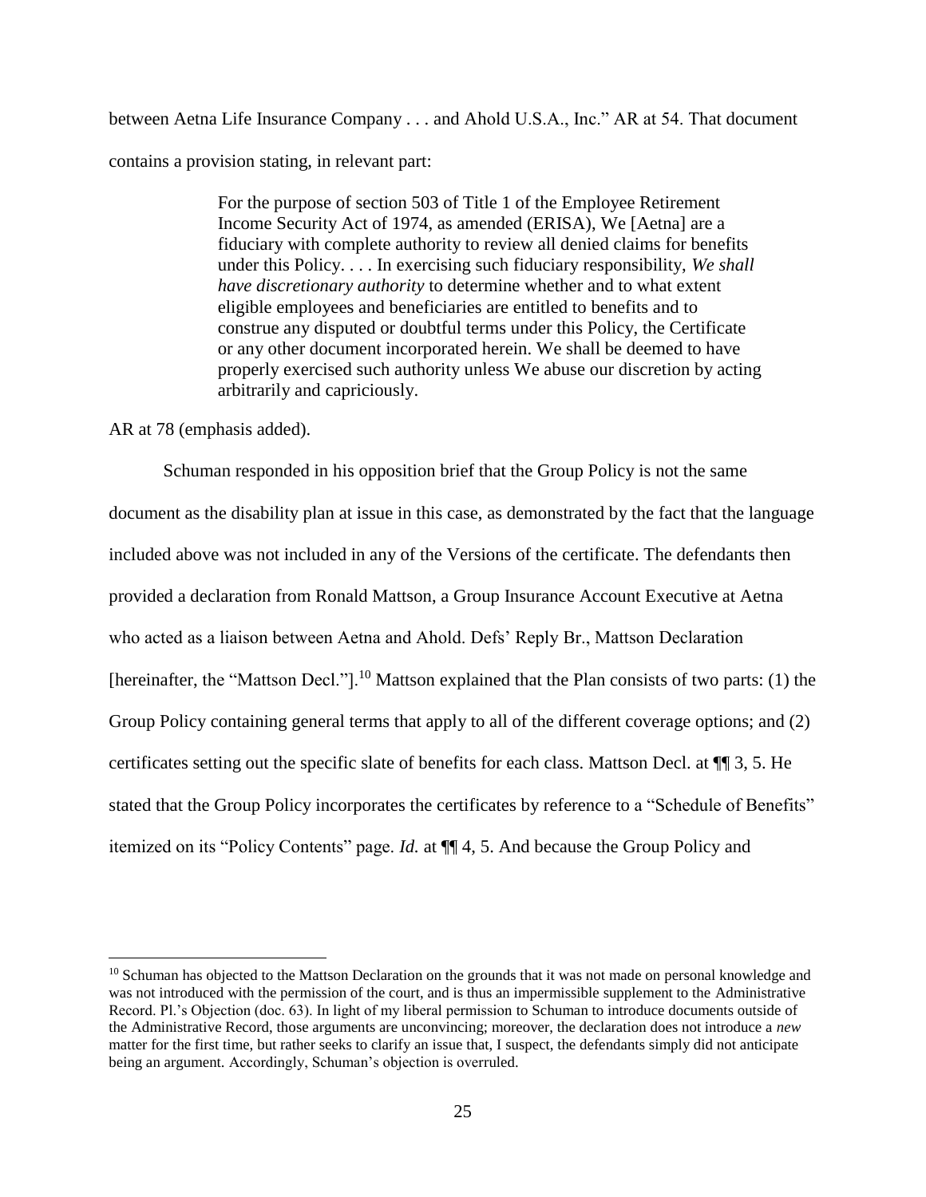between Aetna Life Insurance Company . . . and Ahold U.S.A., Inc." AR at 54. That document contains a provision stating, in relevant part:

> For the purpose of section 503 of Title 1 of the Employee Retirement Income Security Act of 1974, as amended (ERISA), We [Aetna] are a fiduciary with complete authority to review all denied claims for benefits under this Policy. . . . In exercising such fiduciary responsibility, *We shall have discretionary authority* to determine whether and to what extent eligible employees and beneficiaries are entitled to benefits and to construe any disputed or doubtful terms under this Policy, the Certificate or any other document incorporated herein. We shall be deemed to have properly exercised such authority unless We abuse our discretion by acting arbitrarily and capriciously.

AR at 78 (emphasis added).

Schuman responded in his opposition brief that the Group Policy is not the same document as the disability plan at issue in this case, as demonstrated by the fact that the language included above was not included in any of the Versions of the certificate. The defendants then provided a declaration from Ronald Mattson, a Group Insurance Account Executive at Aetna who acted as a liaison between Aetna and Ahold. Defs' Reply Br., Mattson Declaration [hereinafter, the "Mattson Decl."].[10] Mattson explained that the Plan consists of two parts: (1) the Group Policy containing general terms that apply to all of the different coverage options; and (2) certificates setting out the specific slate of benefits for each class. Mattson Decl. at ¶¶ 3, 5. He stated that the Group Policy incorporates the certificates by reference to a "Schedule of Benefits" itemized on its "Policy Contents" page. *Id.* at ¶¶ 4, 5. And because the Group Policy and

[10] Schuman has objected to the Mattson Declaration on the grounds that it was not made on personal knowledge and was not introduced with the permission of the court, and is thus an impermissible supplement to the Administrative Record. Pl.'s Objection (doc. 63). In light of my liberal permission to Schuman to introduce documents outside of the Administrative Record, those arguments are unconvincing; moreover, the declaration does not introduce a *new* matter for the first time, but rather seeks to clarify an issue that, I suspect, the defendants simply did not anticipate being an argument. Accordingly, Schuman's objection is overruled.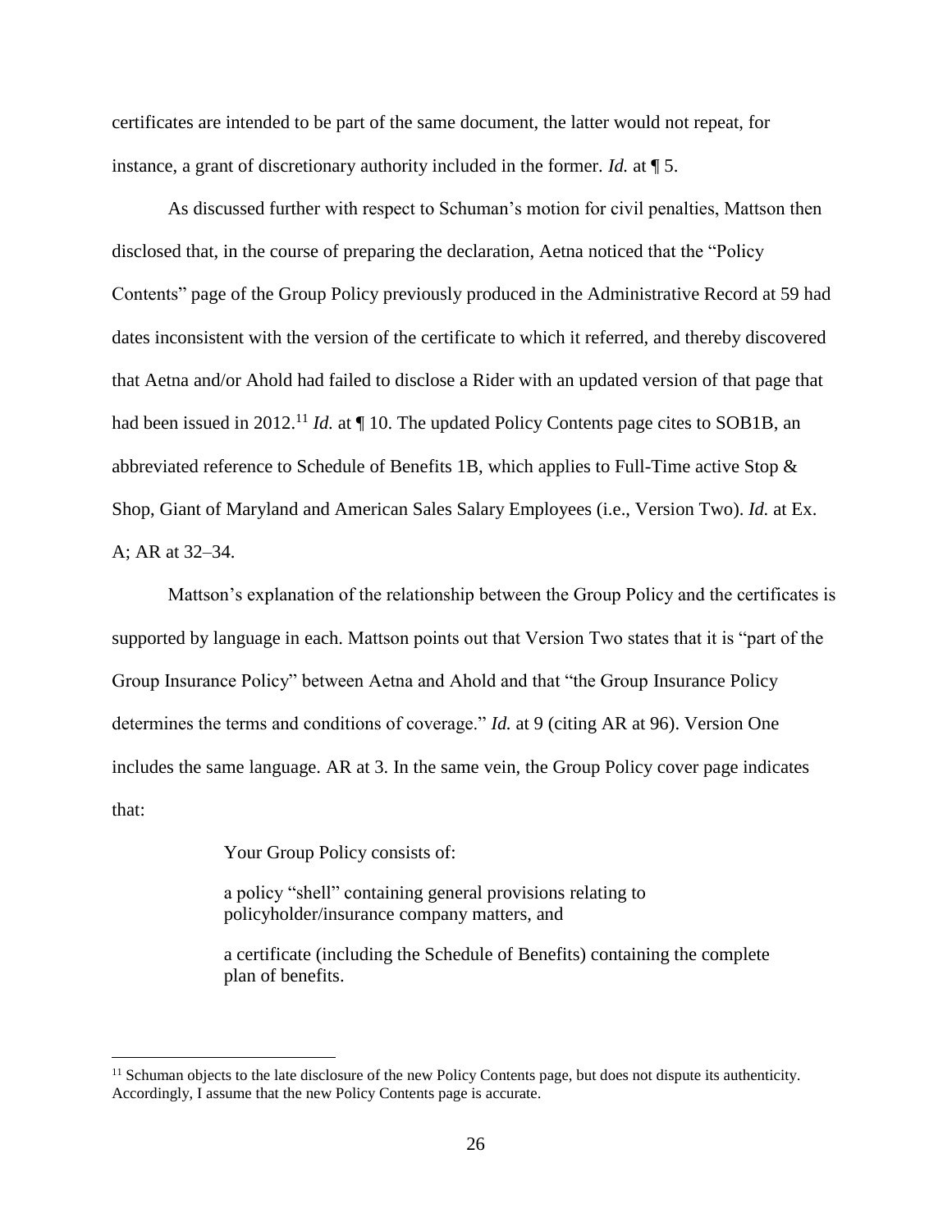certificates are intended to be part of the same document, the latter would not repeat, for instance, a grant of discretionary authority included in the former. *Id.* at ¶ 5.

As discussed further with respect to Schuman's motion for civil penalties, Mattson then disclosed that, in the course of preparing the declaration, Aetna noticed that the "Policy Contents" page of the Group Policy previously produced in the Administrative Record at 59 had dates inconsistent with the version of the certificate to which it referred, and thereby discovered that Aetna and/or Ahold had failed to disclose a Rider with an updated version of that page that had been issued in 2012.[11] *Id.* at ¶ 10. The updated Policy Contents page cites to SOB1B, an abbreviated reference to Schedule of Benefits 1B, which applies to Full-Time active Stop & Shop, Giant of Maryland and American Sales Salary Employees (i.e., Version Two). *Id.* at Ex. A; AR at 32–34.

Mattson's explanation of the relationship between the Group Policy and the certificates is supported by language in each. Mattson points out that Version Two states that it is "part of the Group Insurance Policy" between Aetna and Ahold and that "the Group Insurance Policy determines the terms and conditions of coverage." *Id.* at 9 (citing AR at 96). Version One includes the same language. AR at 3. In the same vein, the Group Policy cover page indicates that:

> Your Group Policy consists of:
>
> a policy "shell" containing general provisions relating to policyholder/insurance company matters, and
>
> a certificate (including the Schedule of Benefits) containing the complete plan of benefits.

[11] Schuman objects to the late disclosure of the new Policy Contents page, but does not dispute its authenticity. Accordingly, I assume that the new Policy Contents page is accurate.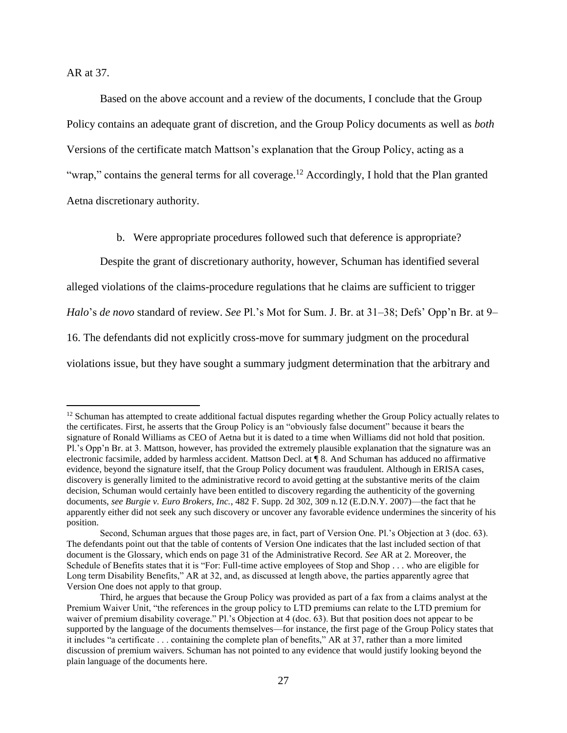AR at 37.

Based on the above account and a review of the documents, I conclude that the Group Policy contains an adequate grant of discretion, and the Group Policy documents as well as *both* Versions of the certificate match Mattson's explanation that the Group Policy, acting as a "wrap," contains the general terms for all coverage.[12] Accordingly, I hold that the Plan granted Aetna discretionary authority.

b. Were appropriate procedures followed such that deference is appropriate?

Despite the grant of discretionary authority, however, Schuman has identified several alleged violations of the claims-procedure regulations that he claims are sufficient to trigger *Halo*'s *de novo* standard of review. *See* Pl.'s Mot for Sum. J. Br. at 31–38; Defs' Opp'n Br. at 9–16. The defendants did not explicitly cross-move for summary judgment on the procedural violations issue, but they have sought a summary judgment determination that the arbitrary and

---

[12] Schuman has attempted to create additional factual disputes regarding whether the Group Policy actually relates to the certificates. First, he asserts that the Group Policy is an "obviously false document" because it bears the signature of Ronald Williams as CEO of Aetna but it is dated to a time when Williams did not hold that position. Pl.'s Opp'n Br. at 3. Mattson, however, has provided the extremely plausible explanation that the signature was an electronic facsimile, added by harmless accident. Mattson Decl. at ¶ 8. And Schuman has adduced no affirmative evidence, beyond the signature itself, that the Group Policy document was fraudulent. Although in ERISA cases, discovery is generally limited to the administrative record to avoid getting at the substantive merits of the claim decision, Schuman would certainly have been entitled to discovery regarding the authenticity of the governing documents, *see Burgie v. Euro Brokers, Inc.*, 482 F. Supp. 2d 302, 309 n.12 (E.D.N.Y. 2007)—the fact that he apparently either did not seek any such discovery or uncover any favorable evidence undermines the sincerity of his position.

Second, Schuman argues that those pages are, in fact, part of Version One. Pl.'s Objection at 3 (doc. 63). The defendants point out that the table of contents of Version One indicates that the last included section of that document is the Glossary, which ends on page 31 of the Administrative Record. *See* AR at 2. Moreover, the Schedule of Benefits states that it is "For: Full-time active employees of Stop and Shop . . . who are eligible for Long term Disability Benefits," AR at 32, and, as discussed at length above, the parties apparently agree that Version One does not apply to that group.

Third, he argues that because the Group Policy was provided as part of a fax from a claims analyst at the Premium Waiver Unit, "the references in the group policy to LTD premiums can relate to the LTD premium for waiver of premium disability coverage." Pl.'s Objection at 4 (doc. 63). But that position does not appear to be supported by the language of the documents themselves—for instance, the first page of the Group Policy states that it includes "a certificate . . . containing the complete plan of benefits," AR at 37, rather than a more limited discussion of premium waivers. Schuman has not pointed to any evidence that would justify looking beyond the plain language of the documents here.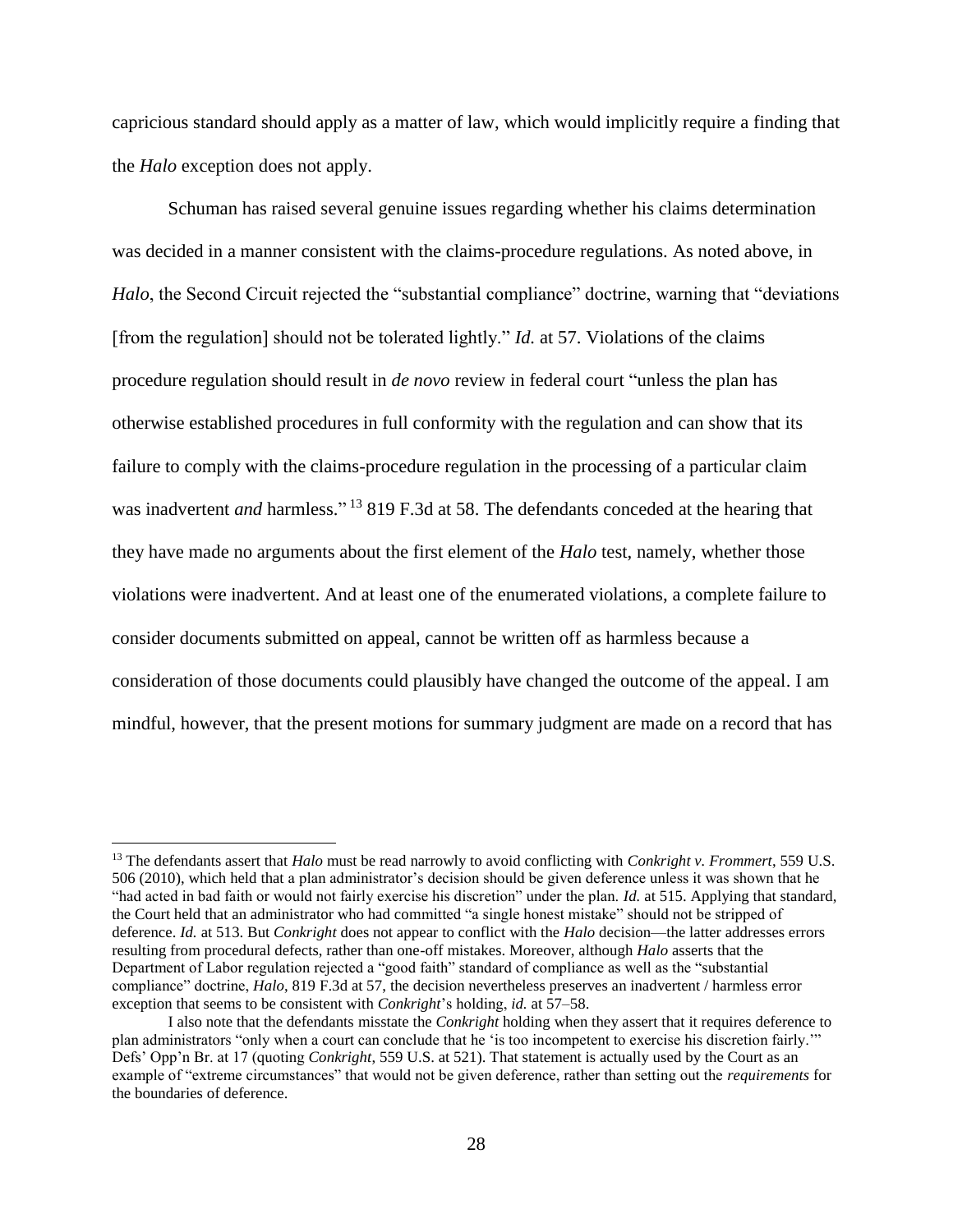capricious standard should apply as a matter of law, which would implicitly require a finding that the *Halo* exception does not apply.

Schuman has raised several genuine issues regarding whether his claims determination was decided in a manner consistent with the claims-procedure regulations. As noted above, in *Halo*, the Second Circuit rejected the "substantial compliance" doctrine, warning that "deviations [from the regulation] should not be tolerated lightly." *Id.* at 57. Violations of the claims procedure regulation should result in *de novo* review in federal court "unless the plan has otherwise established procedures in full conformity with the regulation and can show that its failure to comply with the claims-procedure regulation in the processing of a particular claim was inadvertent *and* harmless."[13] 819 F.3d at 58. The defendants conceded at the hearing that they have made no arguments about the first element of the *Halo* test, namely, whether those violations were inadvertent. And at least one of the enumerated violations, a complete failure to consider documents submitted on appeal, cannot be written off as harmless because a consideration of those documents could plausibly have changed the outcome of the appeal. I am mindful, however, that the present motions for summary judgment are made on a record that has

---

[13] The defendants assert that *Halo* must be read narrowly to avoid conflicting with *Conkright v. Frommert*, 559 U.S. 506 (2010), which held that a plan administrator's decision should be given deference unless it was shown that he "had acted in bad faith or would not fairly exercise his discretion" under the plan. *Id.* at 515. Applying that standard, the Court held that an administrator who had committed "a single honest mistake" should not be stripped of deference. *Id.* at 513. But *Conkright* does not appear to conflict with the *Halo* decision—the latter addresses errors resulting from procedural defects, rather than one-off mistakes. Moreover, although *Halo* asserts that the Department of Labor regulation rejected a "good faith" standard of compliance as well as the "substantial compliance" doctrine, *Halo*, 819 F.3d at 57, the decision nevertheless preserves an inadvertent / harmless error exception that seems to be consistent with *Conkright*'s holding, *id.* at 57–58.

I also note that the defendants misstate the *Conkright* holding when they assert that it requires deference to plan administrators "only when a court can conclude that he 'is too incompetent to exercise his discretion fairly.'" Defs' Opp'n Br. at 17 (quoting *Conkright*, 559 U.S. at 521). That statement is actually used by the Court as an example of "extreme circumstances" that would not be given deference, rather than setting out the *requirements* for the boundaries of deference.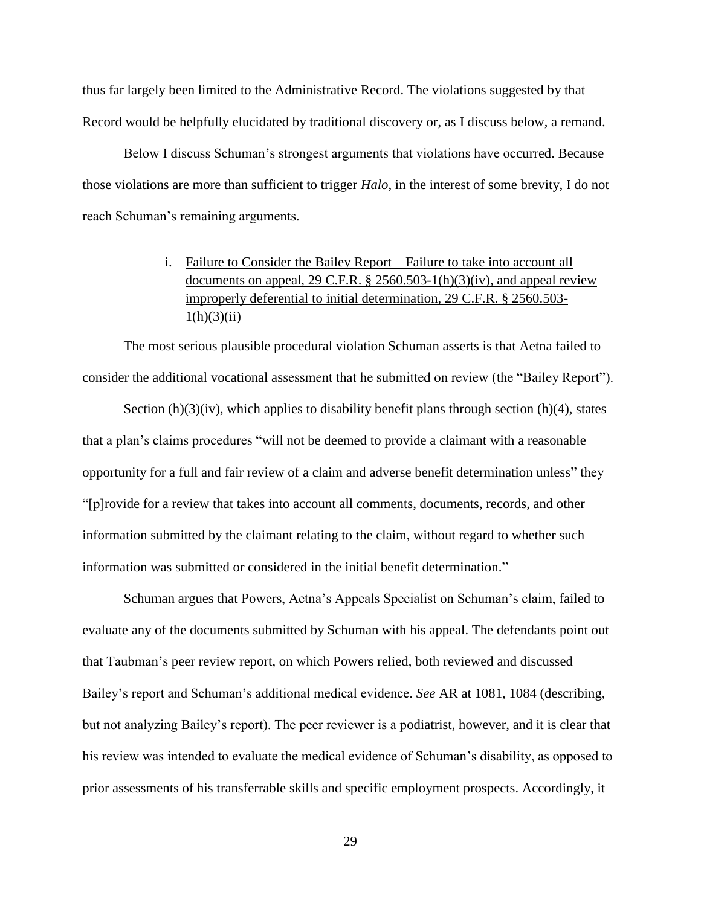thus far largely been limited to the Administrative Record. The violations suggested by that Record would be helpfully elucidated by traditional discovery or, as I discuss below, a remand.

Below I discuss Schuman's strongest arguments that violations have occurred. Because those violations are more than sufficient to trigger *Halo*, in the interest of some brevity, I do not reach Schuman's remaining arguments.

i. Failure to Consider the Bailey Report – Failure to take into account all documents on appeal, 29 C.F.R. § 2560.503-1(h)(3)(iv), and appeal review improperly deferential to initial determination, 29 C.F.R. § 2560.503-1(h)(3)(ii)

The most serious plausible procedural violation Schuman asserts is that Aetna failed to consider the additional vocational assessment that he submitted on review (the "Bailey Report").

Section (h)(3)(iv), which applies to disability benefit plans through section (h)(4), states that a plan's claims procedures "will not be deemed to provide a claimant with a reasonable opportunity for a full and fair review of a claim and adverse benefit determination unless" they "[p]rovide for a review that takes into account all comments, documents, records, and other information submitted by the claimant relating to the claim, without regard to whether such information was submitted or considered in the initial benefit determination."

Schuman argues that Powers, Aetna's Appeals Specialist on Schuman's claim, failed to evaluate any of the documents submitted by Schuman with his appeal. The defendants point out that Taubman's peer review report, on which Powers relied, both reviewed and discussed Bailey's report and Schuman's additional medical evidence. *See* AR at 1081, 1084 (describing, but not analyzing Bailey's report). The peer reviewer is a podiatrist, however, and it is clear that his review was intended to evaluate the medical evidence of Schuman's disability, as opposed to prior assessments of his transferrable skills and specific employment prospects. Accordingly, it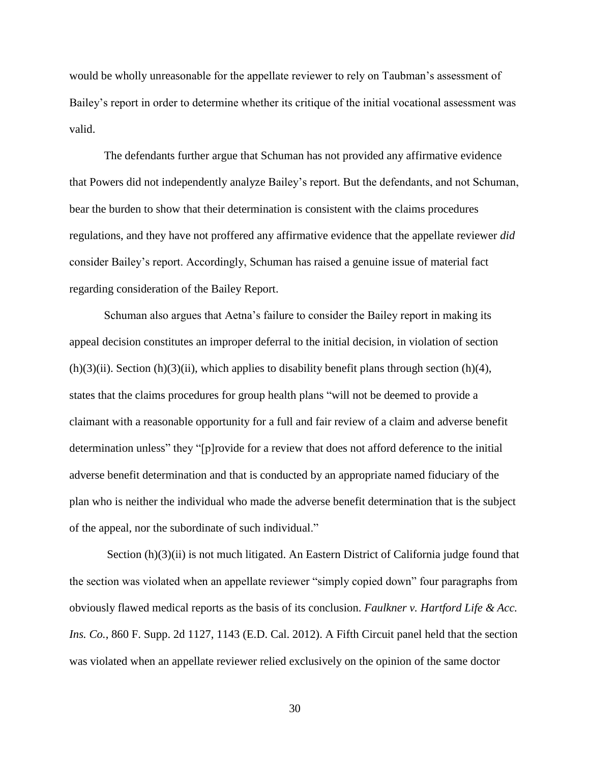would be wholly unreasonable for the appellate reviewer to rely on Taubman's assessment of Bailey's report in order to determine whether its critique of the initial vocational assessment was valid.

The defendants further argue that Schuman has not provided any affirmative evidence that Powers did not independently analyze Bailey's report. But the defendants, and not Schuman, bear the burden to show that their determination is consistent with the claims procedures regulations, and they have not proffered any affirmative evidence that the appellate reviewer *did* consider Bailey's report. Accordingly, Schuman has raised a genuine issue of material fact regarding consideration of the Bailey Report.

Schuman also argues that Aetna's failure to consider the Bailey report in making its appeal decision constitutes an improper deferral to the initial decision, in violation of section (h)(3)(ii). Section (h)(3)(ii), which applies to disability benefit plans through section (h)(4), states that the claims procedures for group health plans "will not be deemed to provide a claimant with a reasonable opportunity for a full and fair review of a claim and adverse benefit determination unless" they "[p]rovide for a review that does not afford deference to the initial adverse benefit determination and that is conducted by an appropriate named fiduciary of the plan who is neither the individual who made the adverse benefit determination that is the subject of the appeal, nor the subordinate of such individual."

Section (h)(3)(ii) is not much litigated. An Eastern District of California judge found that the section was violated when an appellate reviewer "simply copied down" four paragraphs from obviously flawed medical reports as the basis of its conclusion. *Faulkner v. Hartford Life & Acc. Ins. Co.*, 860 F. Supp. 2d 1127, 1143 (E.D. Cal. 2012). A Fifth Circuit panel held that the section was violated when an appellate reviewer relied exclusively on the opinion of the same doctor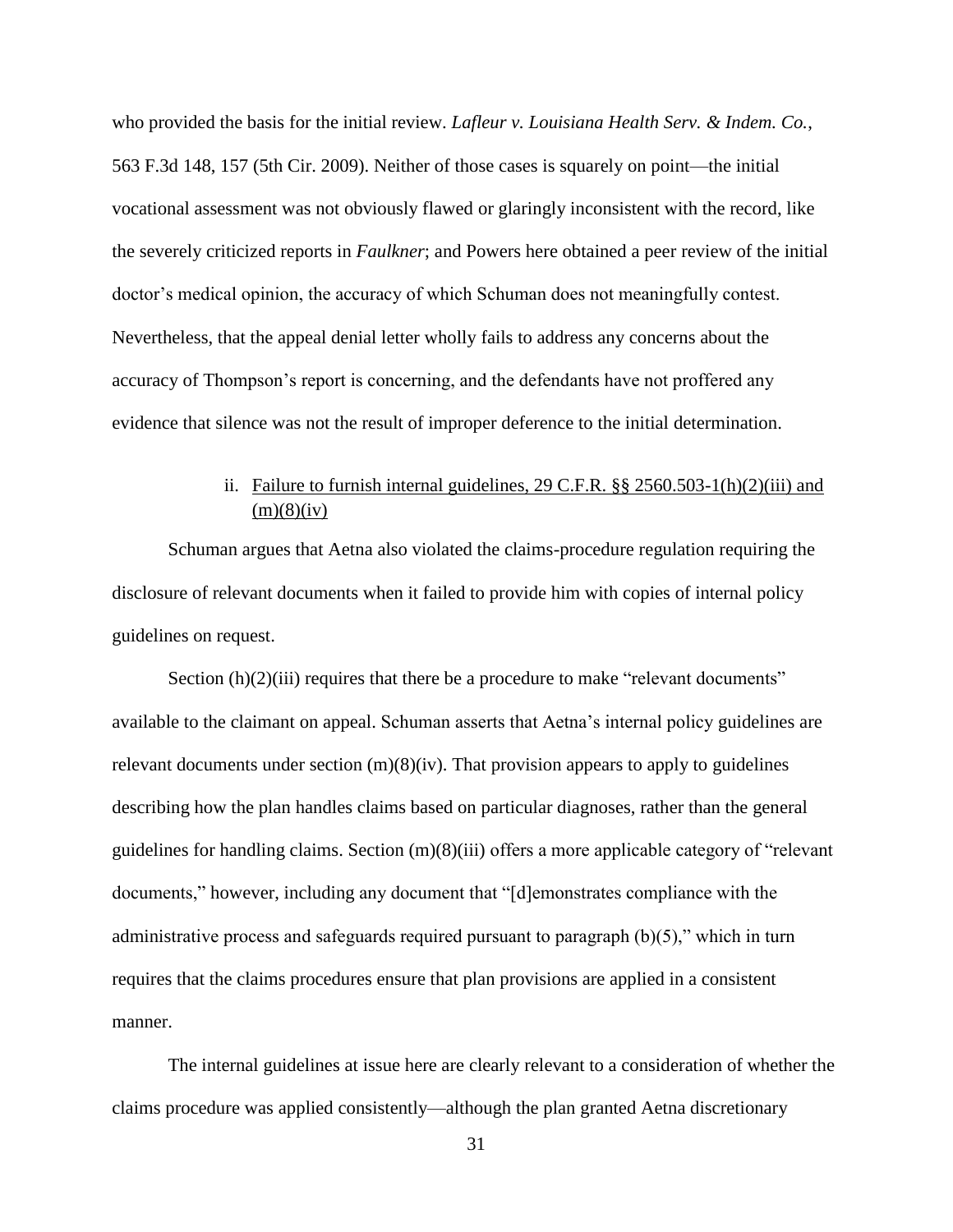who provided the basis for the initial review. *Lafleur v. Louisiana Health Serv. & Indem. Co.*, 563 F.3d 148, 157 (5th Cir. 2009). Neither of those cases is squarely on point—the initial vocational assessment was not obviously flawed or glaringly inconsistent with the record, like the severely criticized reports in *Faulkner*; and Powers here obtained a peer review of the initial doctor's medical opinion, the accuracy of which Schuman does not meaningfully contest. Nevertheless, that the appeal denial letter wholly fails to address any concerns about the accuracy of Thompson's report is concerning, and the defendants have not proffered any evidence that silence was not the result of improper deference to the initial determination.

ii. Failure to furnish internal guidelines, 29 C.F.R. §§ 2560.503-1(h)(2)(iii) and (m)(8)(iv)

Schuman argues that Aetna also violated the claims-procedure regulation requiring the disclosure of relevant documents when it failed to provide him with copies of internal policy guidelines on request.

Section (h)(2)(iii) requires that there be a procedure to make "relevant documents" available to the claimant on appeal. Schuman asserts that Aetna's internal policy guidelines are relevant documents under section (m)(8)(iv). That provision appears to apply to guidelines describing how the plan handles claims based on particular diagnoses, rather than the general guidelines for handling claims. Section (m)(8)(iii) offers a more applicable category of "relevant documents," however, including any document that "[d]emonstrates compliance with the administrative process and safeguards required pursuant to paragraph (b)(5)," which in turn requires that the claims procedures ensure that plan provisions are applied in a consistent manner.

The internal guidelines at issue here are clearly relevant to a consideration of whether the claims procedure was applied consistently—although the plan granted Aetna discretionary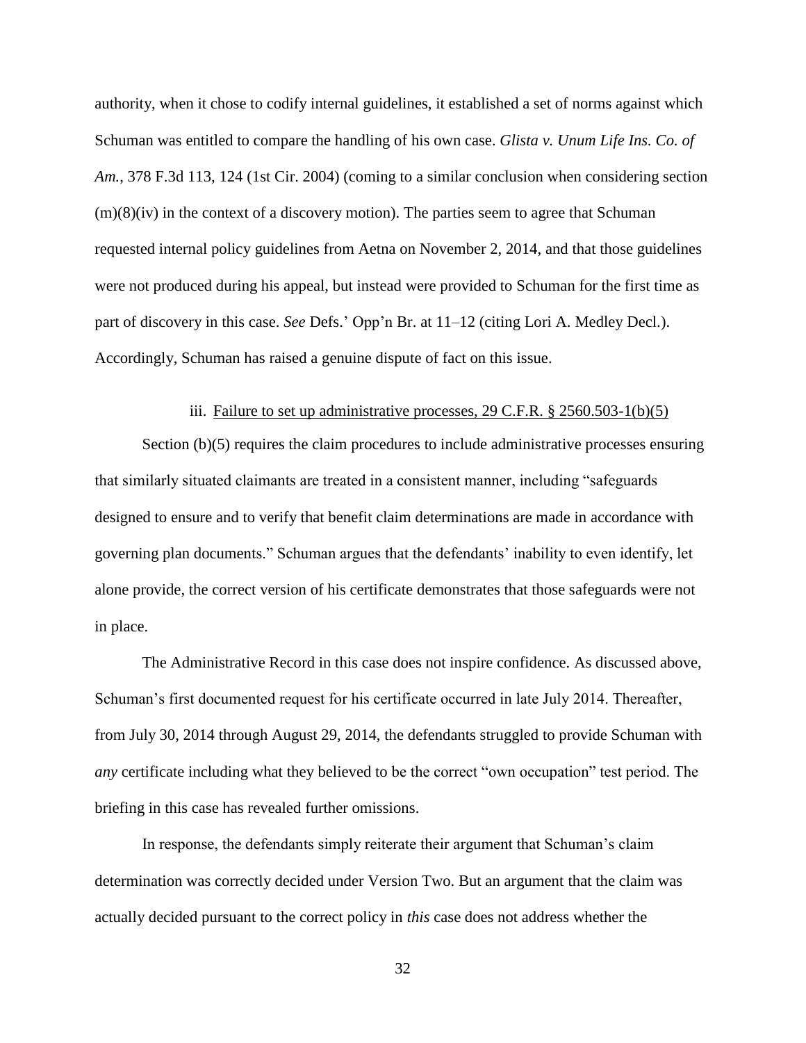authority, when it chose to codify internal guidelines, it established a set of norms against which Schuman was entitled to compare the handling of his own case. *Glista v. Unum Life Ins. Co. of Am.*, 378 F.3d 113, 124 (1st Cir. 2004) (coming to a similar conclusion when considering section (m)(8)(iv) in the context of a discovery motion). The parties seem to agree that Schuman requested internal policy guidelines from Aetna on November 2, 2014, and that those guidelines were not produced during his appeal, but instead were provided to Schuman for the first time as part of discovery in this case. *See* Defs.' Opp'n Br. at 11–12 (citing Lori A. Medley Decl.). Accordingly, Schuman has raised a genuine dispute of fact on this issue.

iii. Failure to set up administrative processes, 29 C.F.R. § 2560.503-1(b)(5)

Section (b)(5) requires the claim procedures to include administrative processes ensuring that similarly situated claimants are treated in a consistent manner, including "safeguards designed to ensure and to verify that benefit claim determinations are made in accordance with governing plan documents." Schuman argues that the defendants' inability to even identify, let alone provide, the correct version of his certificate demonstrates that those safeguards were not in place.

The Administrative Record in this case does not inspire confidence. As discussed above, Schuman's first documented request for his certificate occurred in late July 2014. Thereafter, from July 30, 2014 through August 29, 2014, the defendants struggled to provide Schuman with *any* certificate including what they believed to be the correct "own occupation" test period. The briefing in this case has revealed further omissions.

In response, the defendants simply reiterate their argument that Schuman's claim determination was correctly decided under Version Two. But an argument that the claim was actually decided pursuant to the correct policy in *this* case does not address whether the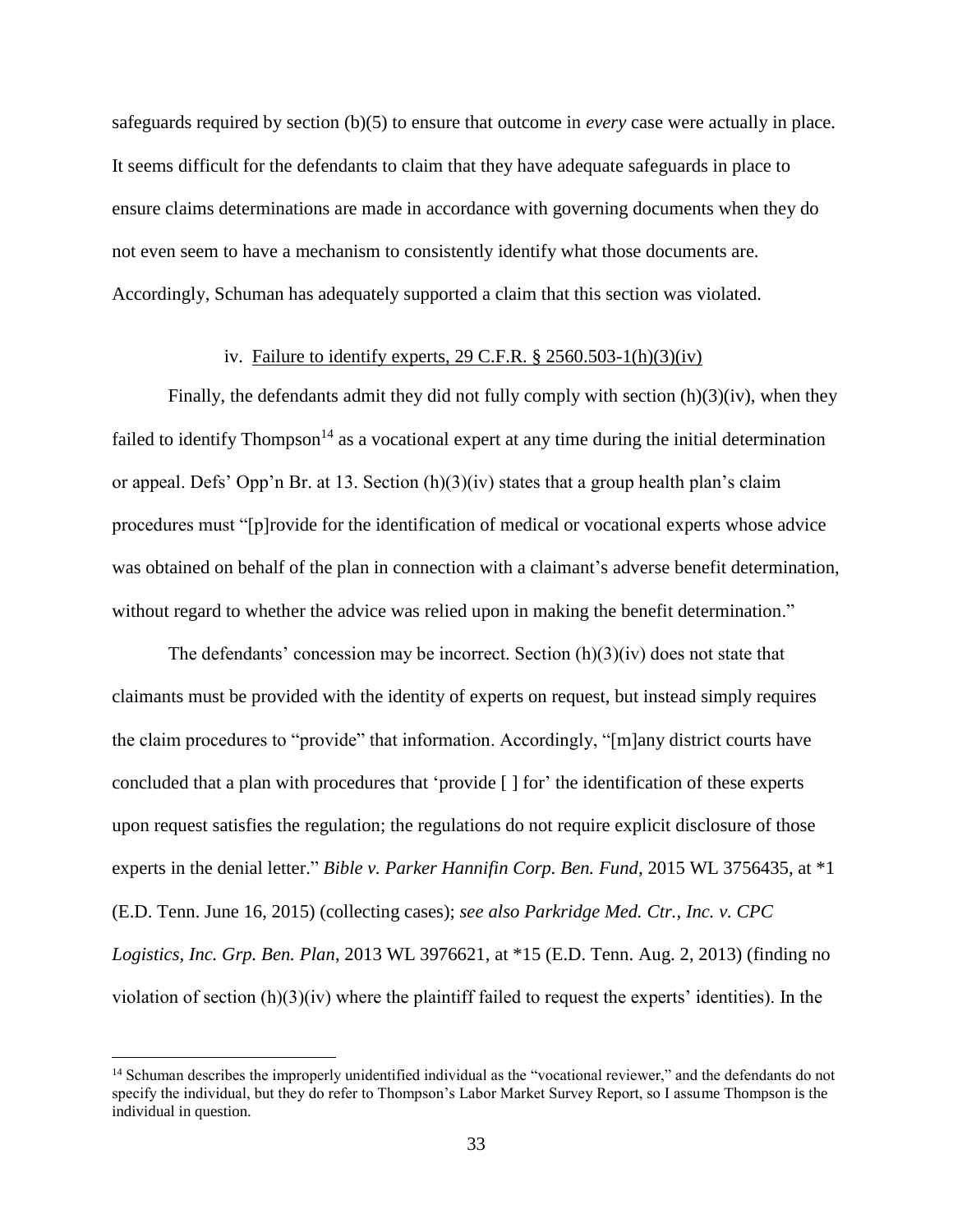safeguards required by section (b)(5) to ensure that outcome in *every* case were actually in place. It seems difficult for the defendants to claim that they have adequate safeguards in place to ensure claims determinations are made in accordance with governing documents when they do not even seem to have a mechanism to consistently identify what those documents are. Accordingly, Schuman has adequately supported a claim that this section was violated.

iv. Failure to identify experts, 29 C.F.R. § 2560.503-1(h)(3)(iv)

Finally, the defendants admit they did not fully comply with section (h)(3)(iv), when they failed to identify Thompson[14] as a vocational expert at any time during the initial determination or appeal. Defs' Opp'n Br. at 13. Section (h)(3)(iv) states that a group health plan's claim procedures must "[p]rovide for the identification of medical or vocational experts whose advice was obtained on behalf of the plan in connection with a claimant's adverse benefit determination, without regard to whether the advice was relied upon in making the benefit determination."

The defendants' concession may be incorrect. Section (h)(3)(iv) does not state that claimants must be provided with the identity of experts on request, but instead simply requires the claim procedures to "provide" that information. Accordingly, "[m]any district courts have concluded that a plan with procedures that 'provide [ ] for' the identification of these experts upon request satisfies the regulation; the regulations do not require explicit disclosure of those experts in the denial letter." *Bible v. Parker Hannifin Corp. Ben. Fund*, 2015 WL 3756435, at *1 (E.D. Tenn. June 16, 2015) (collecting cases); *see also Parkridge Med. Ctr., Inc. v. CPC Logistics, Inc. Grp. Ben. Plan*, 2013 WL 3976621, at *15 (E.D. Tenn. Aug. 2, 2013) (finding no violation of section (h)(3)(iv) where the plaintiff failed to request the experts' identities). In the

[14] Schuman describes the improperly unidentified individual as the "vocational reviewer," and the defendants do not specify the individual, but they do refer to Thompson's Labor Market Survey Report, so I assume Thompson is the individual in question.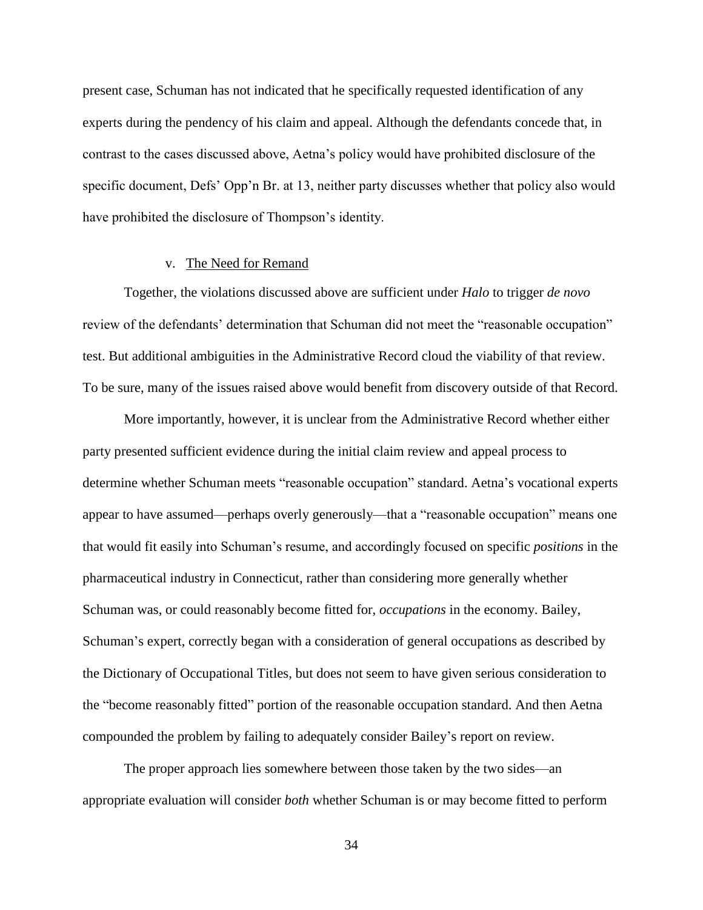present case, Schuman has not indicated that he specifically requested identification of any experts during the pendency of his claim and appeal. Although the defendants concede that, in contrast to the cases discussed above, Aetna's policy would have prohibited disclosure of the specific document, Defs' Opp'n Br. at 13, neither party discusses whether that policy also would have prohibited the disclosure of Thompson's identity.

v. The Need for Remand

Together, the violations discussed above are sufficient under *Halo* to trigger *de novo* review of the defendants' determination that Schuman did not meet the "reasonable occupation" test. But additional ambiguities in the Administrative Record cloud the viability of that review. To be sure, many of the issues raised above would benefit from discovery outside of that Record.

More importantly, however, it is unclear from the Administrative Record whether either party presented sufficient evidence during the initial claim review and appeal process to determine whether Schuman meets "reasonable occupation" standard. Aetna's vocational experts appear to have assumed—perhaps overly generously—that a "reasonable occupation" means one that would fit easily into Schuman's resume, and accordingly focused on specific *positions* in the pharmaceutical industry in Connecticut, rather than considering more generally whether Schuman was, or could reasonably become fitted for, *occupations* in the economy. Bailey, Schuman's expert, correctly began with a consideration of general occupations as described by the Dictionary of Occupational Titles, but does not seem to have given serious consideration to the "become reasonably fitted" portion of the reasonable occupation standard. And then Aetna compounded the problem by failing to adequately consider Bailey's report on review.

The proper approach lies somewhere between those taken by the two sides—an appropriate evaluation will consider *both* whether Schuman is or may become fitted to perform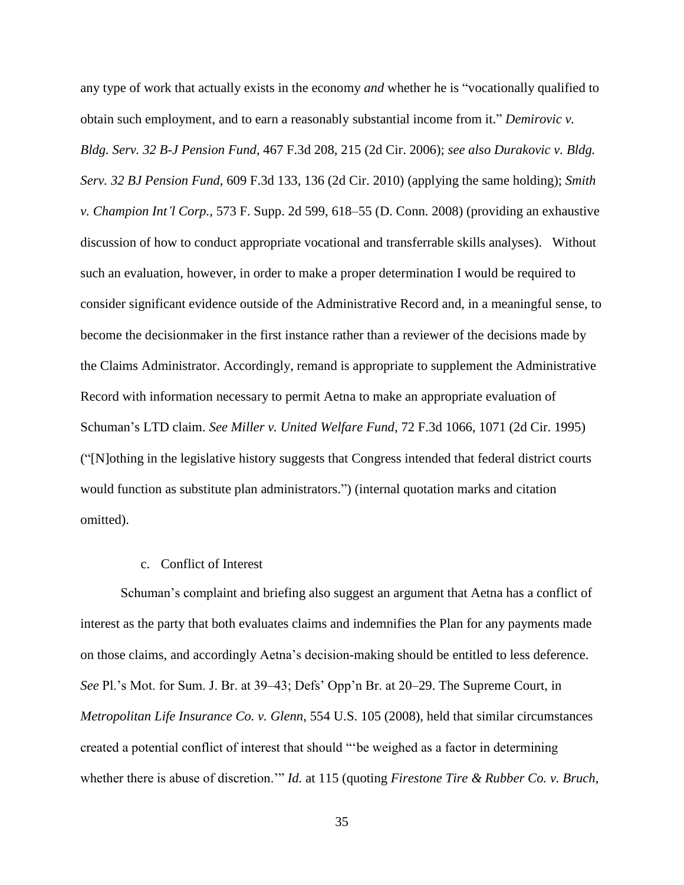any type of work that actually exists in the economy *and* whether he is "vocationally qualified to obtain such employment, and to earn a reasonably substantial income from it." *Demirovic v. Bldg. Serv. 32 B-J Pension Fund*, 467 F.3d 208, 215 (2d Cir. 2006); *see also Durakovic v. Bldg. Serv. 32 BJ Pension Fund*, 609 F.3d 133, 136 (2d Cir. 2010) (applying the same holding); *Smith v. Champion Int'l Corp.*, 573 F. Supp. 2d 599, 618–55 (D. Conn. 2008) (providing an exhaustive discussion of how to conduct appropriate vocational and transferrable skills analyses). Without such an evaluation, however, in order to make a proper determination I would be required to consider significant evidence outside of the Administrative Record and, in a meaningful sense, to become the decisionmaker in the first instance rather than a reviewer of the decisions made by the Claims Administrator. Accordingly, remand is appropriate to supplement the Administrative Record with information necessary to permit Aetna to make an appropriate evaluation of Schuman's LTD claim. *See Miller v. United Welfare Fund*, 72 F.3d 1066, 1071 (2d Cir. 1995) ("[N]othing in the legislative history suggests that Congress intended that federal district courts would function as substitute plan administrators.") (internal quotation marks and citation omitted).

c. Conflict of Interest

Schuman's complaint and briefing also suggest an argument that Aetna has a conflict of interest as the party that both evaluates claims and indemnifies the Plan for any payments made on those claims, and accordingly Aetna's decision-making should be entitled to less deference. *See* Pl.'s Mot. for Sum. J. Br. at 39–43; Defs' Opp'n Br. at 20–29. The Supreme Court, in *Metropolitan Life Insurance Co. v. Glenn*, 554 U.S. 105 (2008), held that similar circumstances created a potential conflict of interest that should "'be weighed as a factor in determining whether there is abuse of discretion.'" *Id.* at 115 (quoting *Firestone Tire & Rubber Co. v. Bruch*,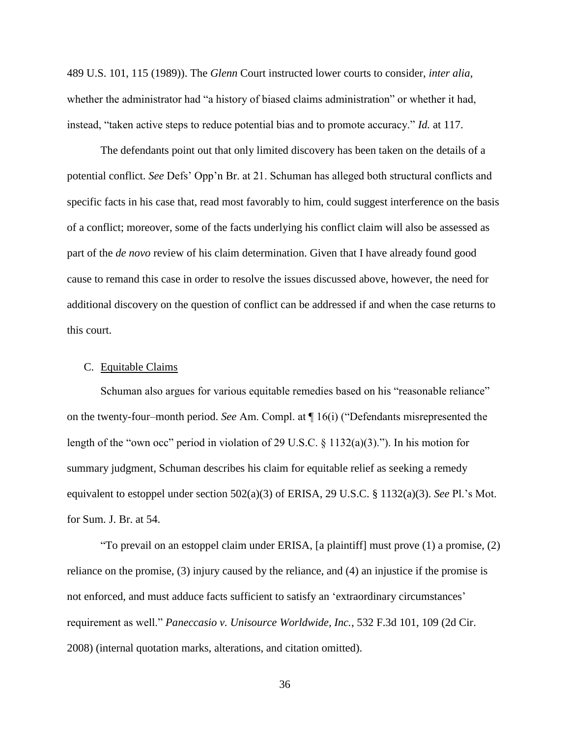489 U.S. 101, 115 (1989)). The *Glenn* Court instructed lower courts to consider, *inter alia*, whether the administrator had "a history of biased claims administration" or whether it had, instead, "taken active steps to reduce potential bias and to promote accuracy." *Id.* at 117.

The defendants point out that only limited discovery has been taken on the details of a potential conflict. *See* Defs' Opp'n Br. at 21. Schuman has alleged both structural conflicts and specific facts in his case that, read most favorably to him, could suggest interference on the basis of a conflict; moreover, some of the facts underlying his conflict claim will also be assessed as part of the *de novo* review of his claim determination. Given that I have already found good cause to remand this case in order to resolve the issues discussed above, however, the need for additional discovery on the question of conflict can be addressed if and when the case returns to this court.

### C. Equitable Claims

Schuman also argues for various equitable remedies based on his "reasonable reliance" on the twenty-four–month period. *See* Am. Compl. at ¶ 16(i) ("Defendants misrepresented the length of the "own occ" period in violation of 29 U.S.C. § 1132(a)(3)."). In his motion for summary judgment, Schuman describes his claim for equitable relief as seeking a remedy equivalent to estoppel under section 502(a)(3) of ERISA, 29 U.S.C. § 1132(a)(3). *See* Pl.'s Mot. for Sum. J. Br. at 54.

"To prevail on an estoppel claim under ERISA, [a plaintiff] must prove (1) a promise, (2) reliance on the promise, (3) injury caused by the reliance, and (4) an injustice if the promise is not enforced, and must adduce facts sufficient to satisfy an 'extraordinary circumstances' requirement as well." *Paneccasio v. Unisource Worldwide, Inc.*, 532 F.3d 101, 109 (2d Cir. 2008) (internal quotation marks, alterations, and citation omitted).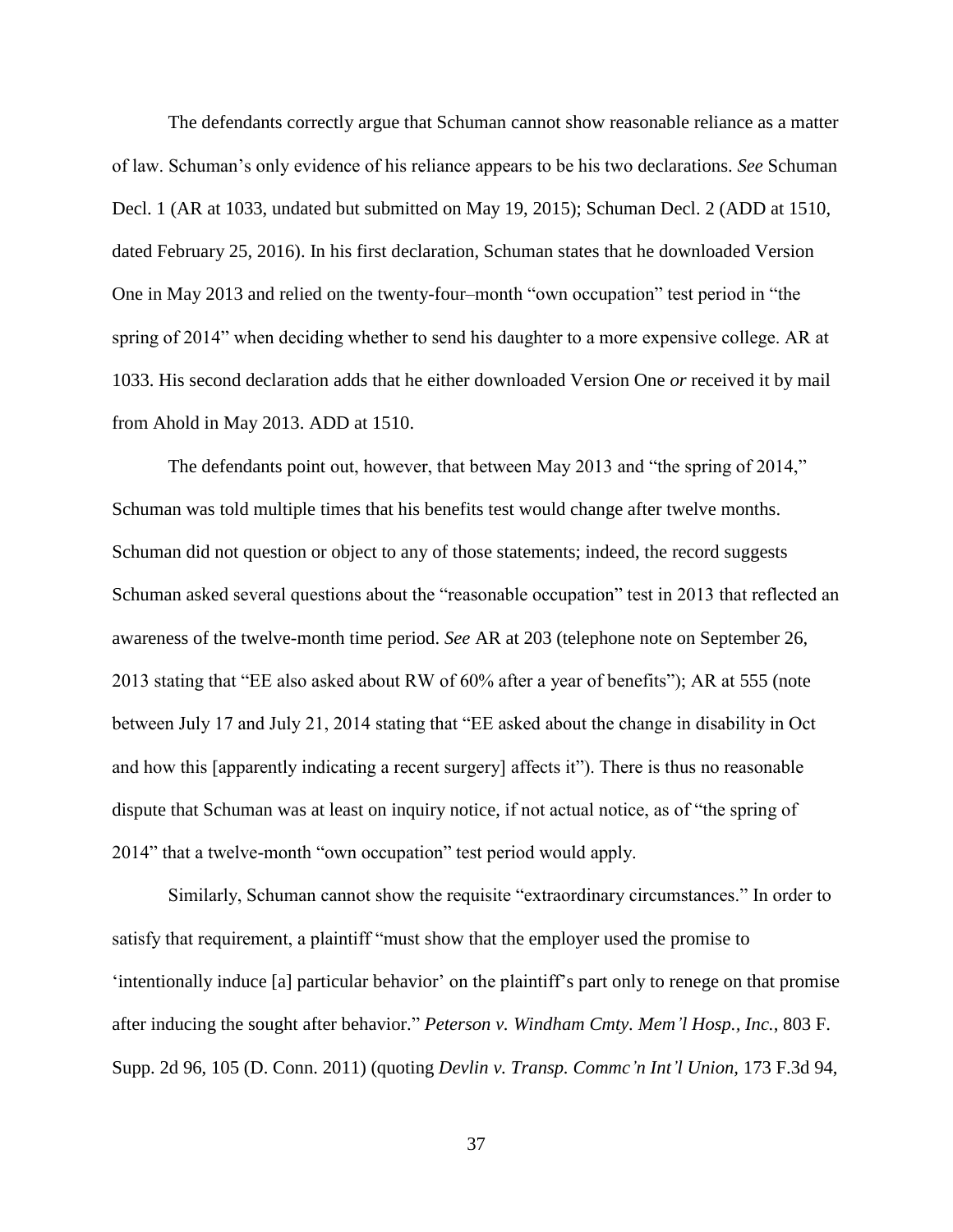The defendants correctly argue that Schuman cannot show reasonable reliance as a matter of law. Schuman's only evidence of his reliance appears to be his two declarations. *See* Schuman Decl. 1 (AR at 1033, undated but submitted on May 19, 2015); Schuman Decl. 2 (ADD at 1510, dated February 25, 2016). In his first declaration, Schuman states that he downloaded Version One in May 2013 and relied on the twenty-four–month "own occupation" test period in "the spring of 2014" when deciding whether to send his daughter to a more expensive college. AR at 1033. His second declaration adds that he either downloaded Version One *or* received it by mail from Ahold in May 2013. ADD at 1510.

The defendants point out, however, that between May 2013 and "the spring of 2014," Schuman was told multiple times that his benefits test would change after twelve months. Schuman did not question or object to any of those statements; indeed, the record suggests Schuman asked several questions about the "reasonable occupation" test in 2013 that reflected an awareness of the twelve-month time period. *See* AR at 203 (telephone note on September 26, 2013 stating that "EE also asked about RW of 60% after a year of benefits"); AR at 555 (note between July 17 and July 21, 2014 stating that "EE asked about the change in disability in Oct and how this [apparently indicating a recent surgery] affects it"). There is thus no reasonable dispute that Schuman was at least on inquiry notice, if not actual notice, as of "the spring of 2014" that a twelve-month "own occupation" test period would apply.

Similarly, Schuman cannot show the requisite "extraordinary circumstances." In order to satisfy that requirement, a plaintiff "must show that the employer used the promise to 'intentionally induce [a] particular behavior' on the plaintiff's part only to renege on that promise after inducing the sought after behavior." *Peterson v. Windham Cmty. Mem'l Hosp., Inc.*, 803 F. Supp. 2d 96, 105 (D. Conn. 2011) (quoting *Devlin v. Transp. Commc'n Int'l Union*, 173 F.3d 94,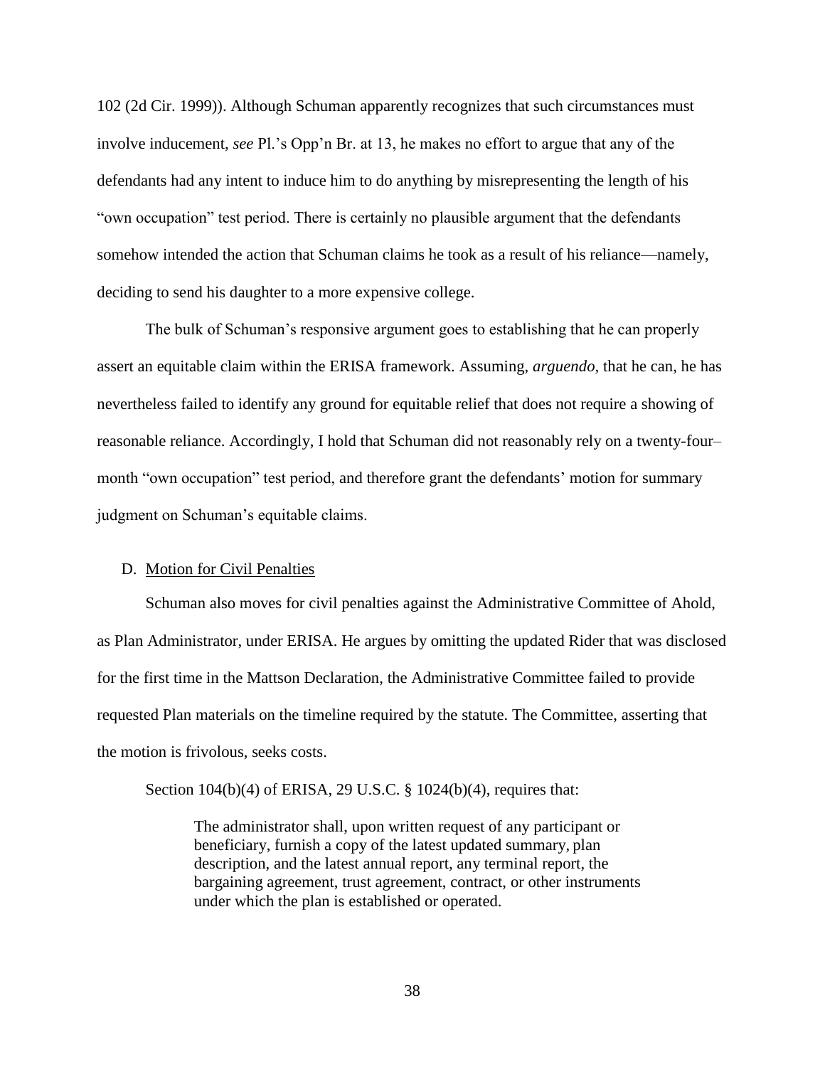102 (2d Cir. 1999)). Although Schuman apparently recognizes that such circumstances must involve inducement, *see* Pl.'s Opp'n Br. at 13, he makes no effort to argue that any of the defendants had any intent to induce him to do anything by misrepresenting the length of his "own occupation" test period. There is certainly no plausible argument that the defendants somehow intended the action that Schuman claims he took as a result of his reliance—namely, deciding to send his daughter to a more expensive college.

The bulk of Schuman's responsive argument goes to establishing that he can properly assert an equitable claim within the ERISA framework. Assuming, *arguendo*, that he can, he has nevertheless failed to identify any ground for equitable relief that does not require a showing of reasonable reliance. Accordingly, I hold that Schuman did not reasonably rely on a twenty-four–month "own occupation" test period, and therefore grant the defendants' motion for summary judgment on Schuman's equitable claims.

D. <u>Motion for Civil Penalties</u>

Schuman also moves for civil penalties against the Administrative Committee of Ahold, as Plan Administrator, under ERISA. He argues by omitting the updated Rider that was disclosed for the first time in the Mattson Declaration, the Administrative Committee failed to provide requested Plan materials on the timeline required by the statute. The Committee, asserting that the motion is frivolous, seeks costs.

Section 104(b)(4) of ERISA, 29 U.S.C. § 1024(b)(4), requires that:

> The administrator shall, upon written request of any participant or beneficiary, furnish a copy of the latest updated summary, plan description, and the latest annual report, any terminal report, the bargaining agreement, trust agreement, contract, or other instruments under which the plan is established or operated.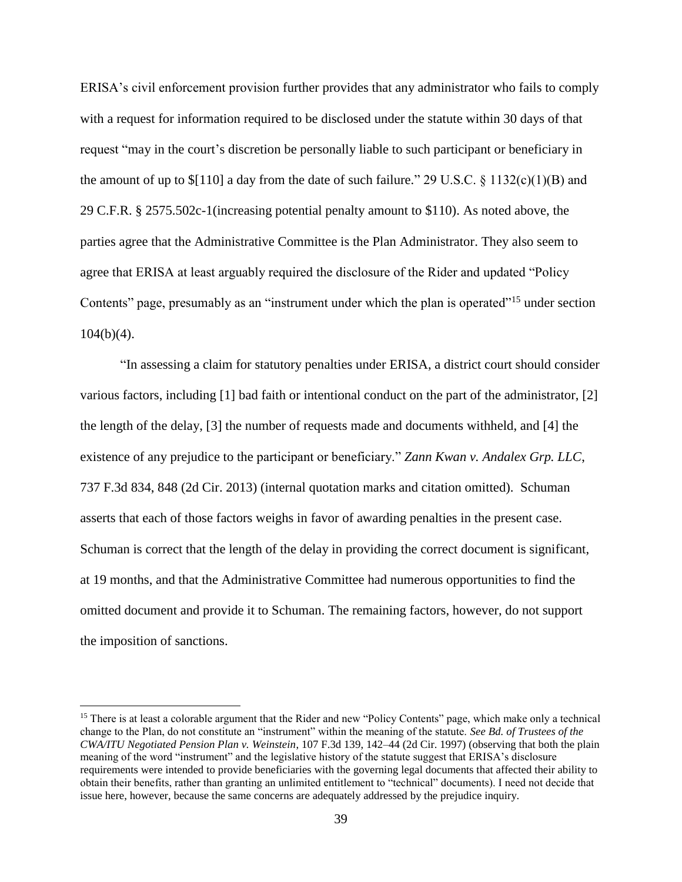ERISA's civil enforcement provision further provides that any administrator who fails to comply with a request for information required to be disclosed under the statute within 30 days of that request "may in the court's discretion be personally liable to such participant or beneficiary in the amount of up to $[110] a day from the date of such failure." 29 U.S.C. § 1132(c)(1)(B) and 29 C.F.R. § 2575.502c-1(increasing potential penalty amount to $110). As noted above, the parties agree that the Administrative Committee is the Plan Administrator. They also seem to agree that ERISA at least arguably required the disclosure of the Rider and updated "Policy Contents" page, presumably as an "instrument under which the plan is operated"[15] under section 104(b)(4).

"In assessing a claim for statutory penalties under ERISA, a district court should consider various factors, including [1] bad faith or intentional conduct on the part of the administrator, [2] the length of the delay, [3] the number of requests made and documents withheld, and [4] the existence of any prejudice to the participant or beneficiary." *Zann Kwan v. Andalex Grp. LLC*, 737 F.3d 834, 848 (2d Cir. 2013) (internal quotation marks and citation omitted). Schuman asserts that each of those factors weighs in favor of awarding penalties in the present case. Schuman is correct that the length of the delay in providing the correct document is significant, at 19 months, and that the Administrative Committee had numerous opportunities to find the omitted document and provide it to Schuman. The remaining factors, however, do not support the imposition of sanctions.

---

[15] There is at least a colorable argument that the Rider and new "Policy Contents" page, which make only a technical change to the Plan, do not constitute an "instrument" within the meaning of the statute. *See Bd. of Trustees of the CWA/ITU Negotiated Pension Plan v. Weinstein*, 107 F.3d 139, 142–44 (2d Cir. 1997) (observing that both the plain meaning of the word "instrument" and the legislative history of the statute suggest that ERISA's disclosure requirements were intended to provide beneficiaries with the governing legal documents that affected their ability to obtain their benefits, rather than granting an unlimited entitlement to "technical" documents). I need not decide that issue here, however, because the same concerns are adequately addressed by the prejudice inquiry.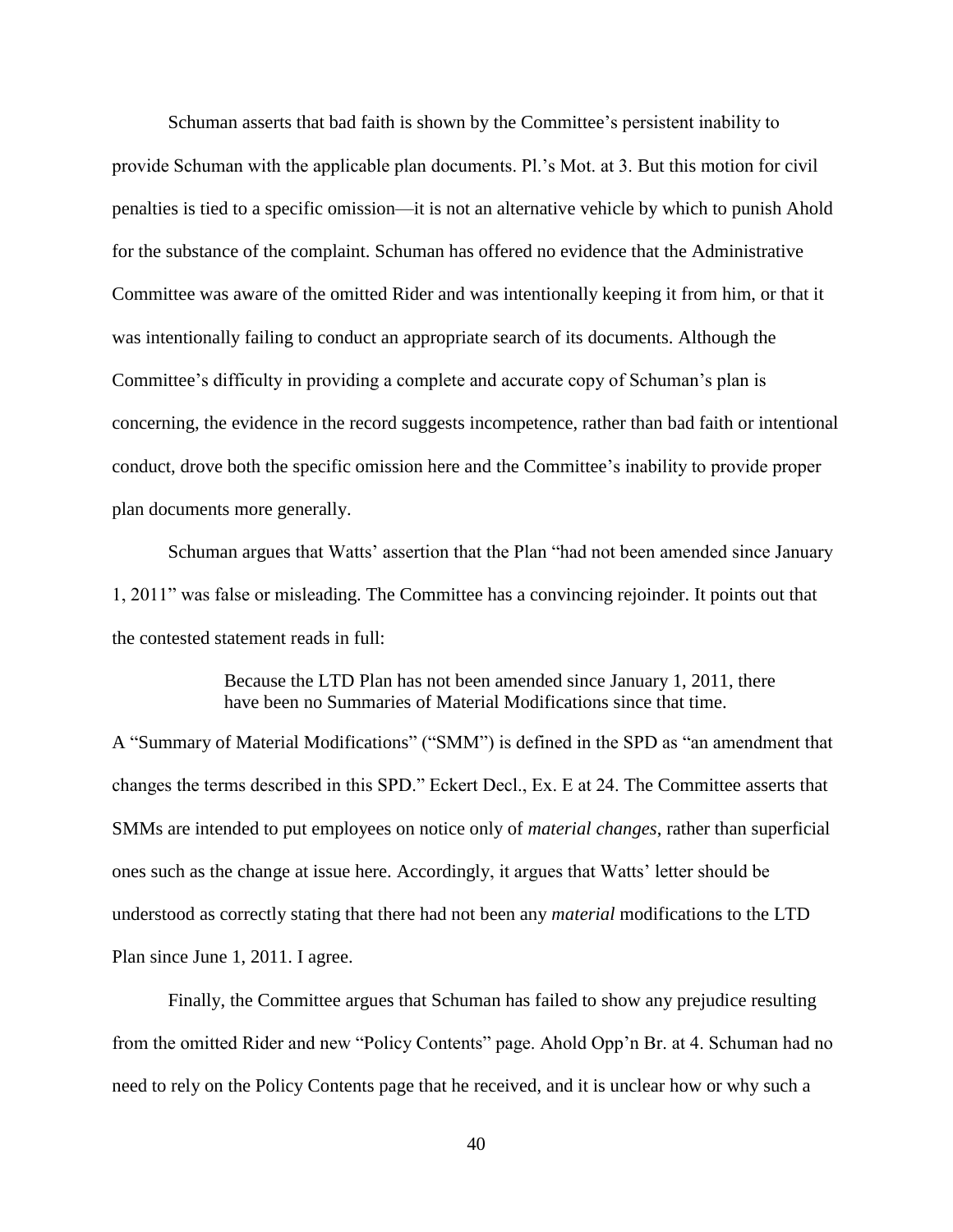Schuman asserts that bad faith is shown by the Committee's persistent inability to provide Schuman with the applicable plan documents. Pl.'s Mot. at 3. But this motion for civil penalties is tied to a specific omission—it is not an alternative vehicle by which to punish Ahold for the substance of the complaint. Schuman has offered no evidence that the Administrative Committee was aware of the omitted Rider and was intentionally keeping it from him, or that it was intentionally failing to conduct an appropriate search of its documents. Although the Committee's difficulty in providing a complete and accurate copy of Schuman's plan is concerning, the evidence in the record suggests incompetence, rather than bad faith or intentional conduct, drove both the specific omission here and the Committee's inability to provide proper plan documents more generally.

Schuman argues that Watts' assertion that the Plan "had not been amended since January 1, 2011" was false or misleading. The Committee has a convincing rejoinder. It points out that the contested statement reads in full:

> Because the LTD Plan has not been amended since January 1, 2011, there have been no Summaries of Material Modifications since that time.

A "Summary of Material Modifications" ("SMM") is defined in the SPD as "an amendment that changes the terms described in this SPD." Eckert Decl., Ex. E at 24. The Committee asserts that SMMs are intended to put employees on notice only of *material changes*, rather than superficial ones such as the change at issue here. Accordingly, it argues that Watts' letter should be understood as correctly stating that there had not been any *material* modifications to the LTD Plan since June 1, 2011. I agree.

Finally, the Committee argues that Schuman has failed to show any prejudice resulting from the omitted Rider and new "Policy Contents" page. Ahold Opp'n Br. at 4. Schuman had no need to rely on the Policy Contents page that he received, and it is unclear how or why such a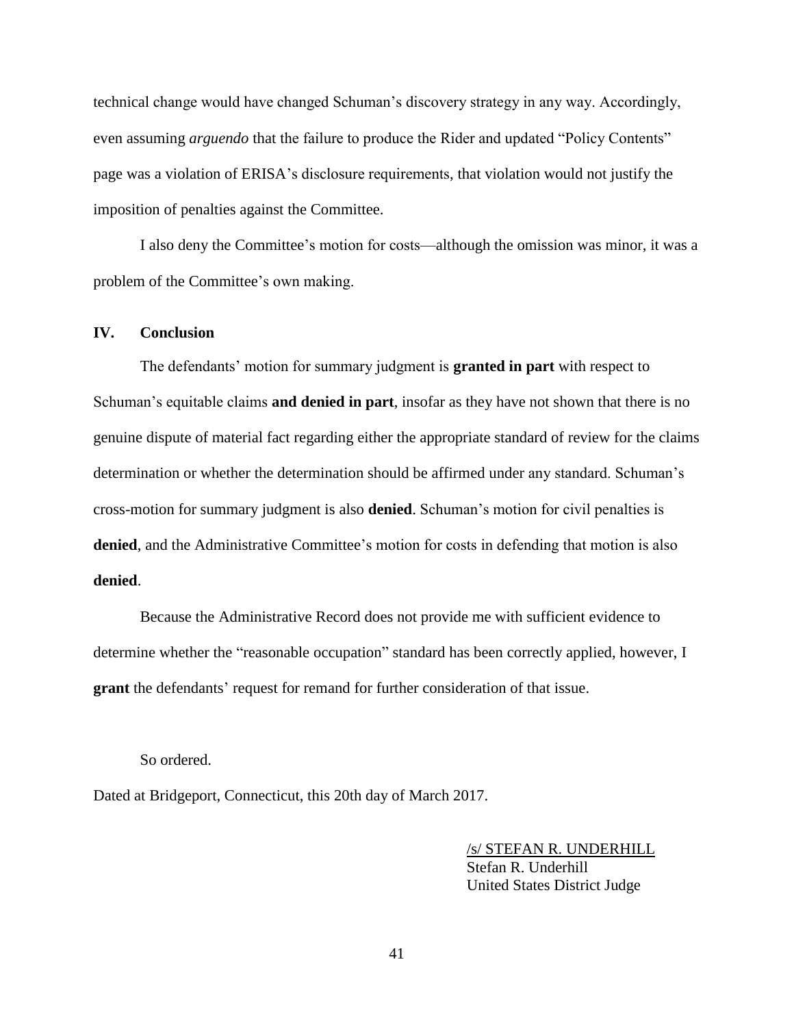technical change would have changed Schuman's discovery strategy in any way. Accordingly, even assuming *arguendo* that the failure to produce the Rider and updated "Policy Contents" page was a violation of ERISA's disclosure requirements, that violation would not justify the imposition of penalties against the Committee.

I also deny the Committee's motion for costs—although the omission was minor, it was a problem of the Committee's own making.

## IV. Conclusion

The defendants' motion for summary judgment is **granted in part** with respect to Schuman's equitable claims **and denied in part**, insofar as they have not shown that there is no genuine dispute of material fact regarding either the appropriate standard of review for the claims determination or whether the determination should be affirmed under any standard. Schuman's cross-motion for summary judgment is also **denied**. Schuman's motion for civil penalties is **denied**, and the Administrative Committee's motion for costs in defending that motion is also **denied**.

Because the Administrative Record does not provide me with sufficient evidence to determine whether the "reasonable occupation" standard has been correctly applied, however, I **grant** the defendants' request for remand for further consideration of that issue.

So ordered.

Dated at Bridgeport, Connecticut, this 20th day of March 2017.

/s/ STEFAN R. UNDERHILL
Stefan R. Underhill
United States District Judge